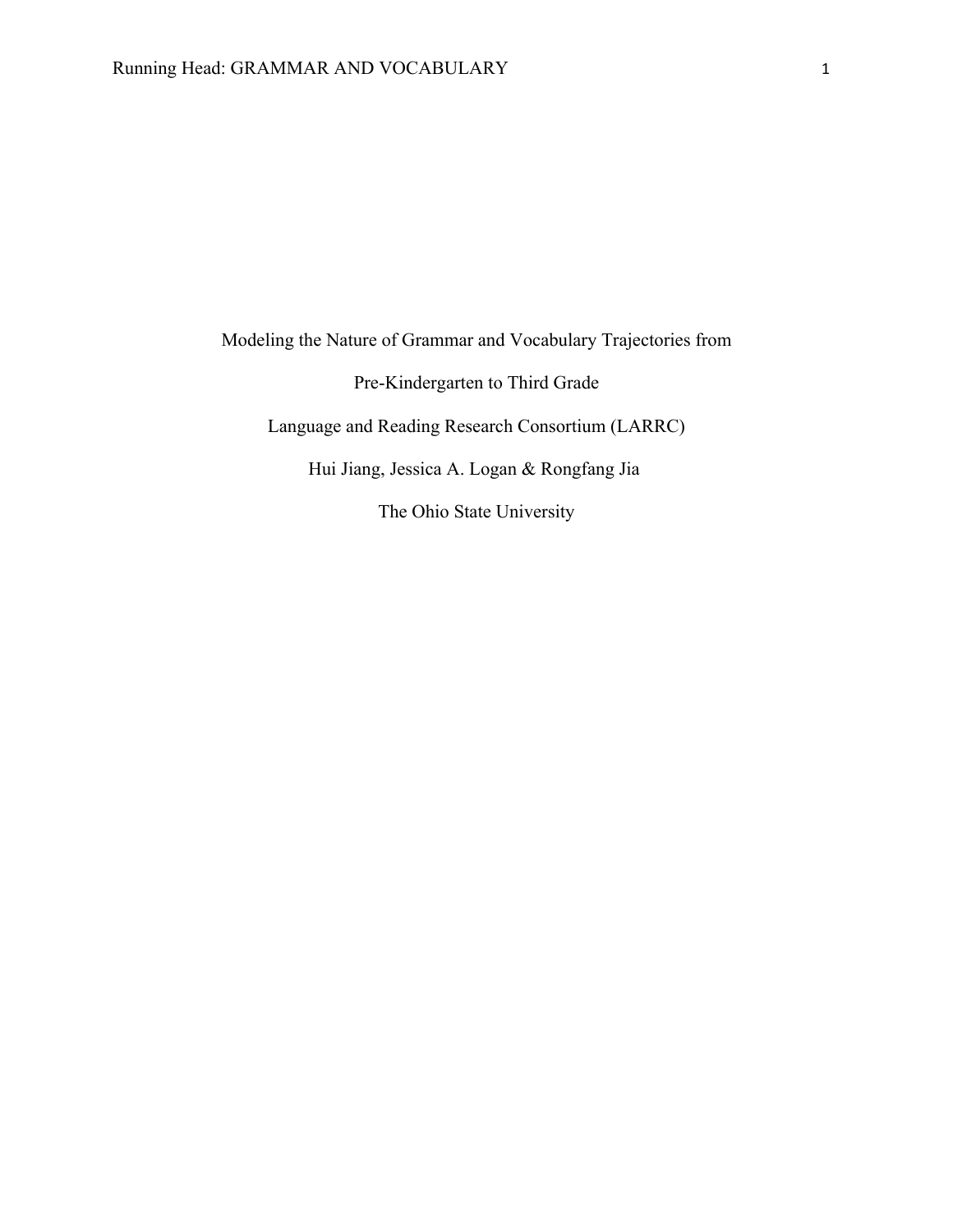# Modeling the Nature of Grammar and Vocabulary Trajectories from Pre-Kindergarten to Third Grade

Language and Reading Research Consortium (LARRC)

Hui Jiang, Jessica A. Logan & Rongfang Jia

The Ohio State University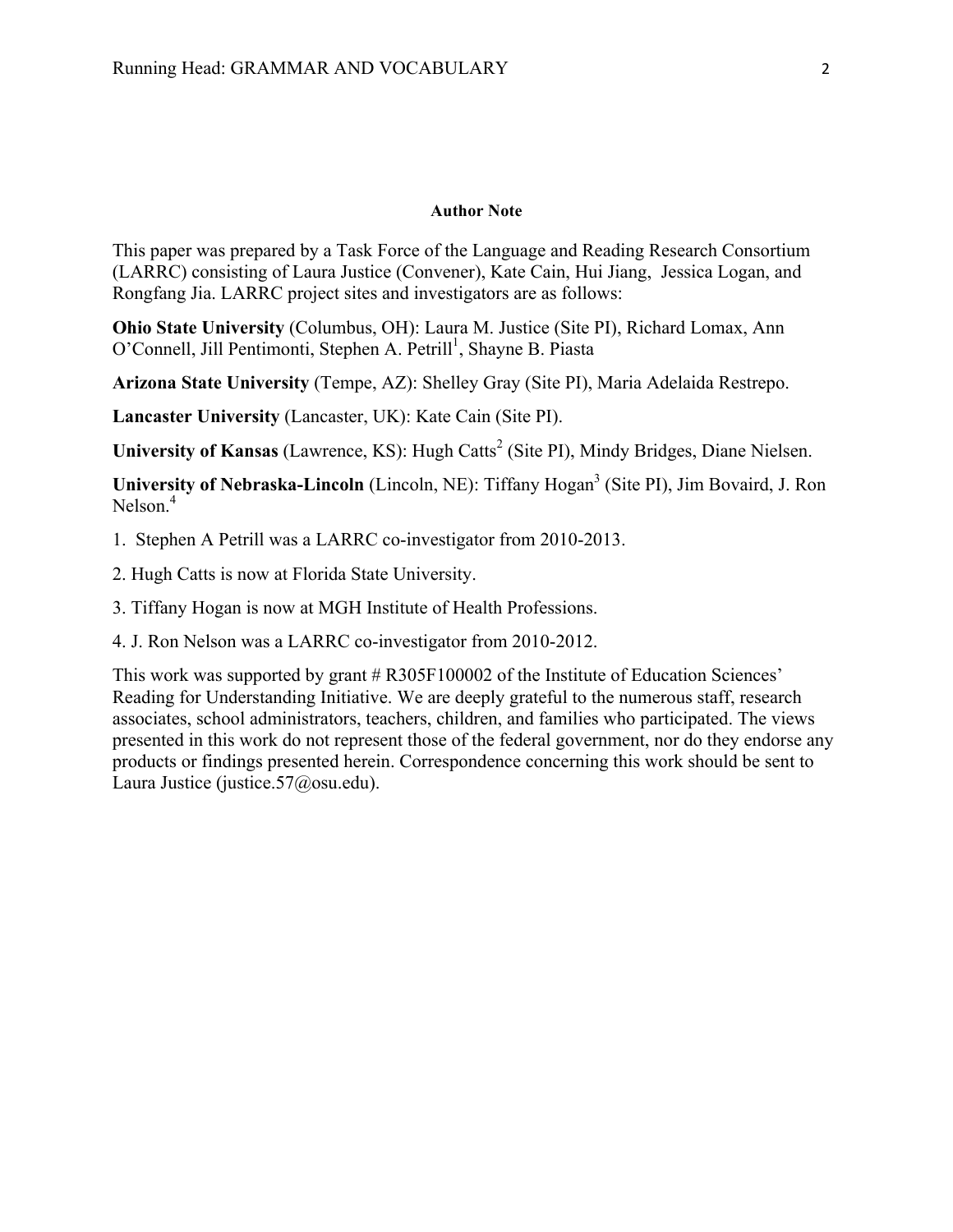**Author Note**

This paper was prepared by a Task Force of the Language and Reading Research Consortium (LARRC) consisting of Laura Justice (Convener), Kate Cain, Hui Jiang, Jessica Logan, and Rongfang Jia. LARRC project sites and investigators are as follows:

**Ohio State University** (Columbus, OH): Laura M. Justice (Site PI), Richard Lomax, Ann O'Connell, Jill Pentimonti, Stephen A. Petrill[1], Shayne B. Piasta

**Arizona State University** (Tempe, AZ): Shelley Gray (Site PI), Maria Adelaida Restrepo.

**Lancaster University** (Lancaster, UK): Kate Cain (Site PI).

**University of Kansas** (Lawrence, KS): Hugh Catts[2] (Site PI), Mindy Bridges, Diane Nielsen.

**University of Nebraska-Lincoln** (Lincoln, NE): Tiffany Hogan[3] (Site PI), Jim Bovaird, J. Ron Nelson.[4]

1. Stephen A Petrill was a LARRC co-investigator from 2010-2013.

2. Hugh Catts is now at Florida State University.

3. Tiffany Hogan is now at MGH Institute of Health Professions.

4. J. Ron Nelson was a LARRC co-investigator from 2010-2012.

This work was supported by grant # R305F100002 of the Institute of Education Sciences' Reading for Understanding Initiative. We are deeply grateful to the numerous staff, research associates, school administrators, teachers, children, and families who participated. The views presented in this work do not represent those of the federal government, nor do they endorse any products or findings presented herein. Correspondence concerning this work should be sent to Laura Justice (justice.57@osu.edu).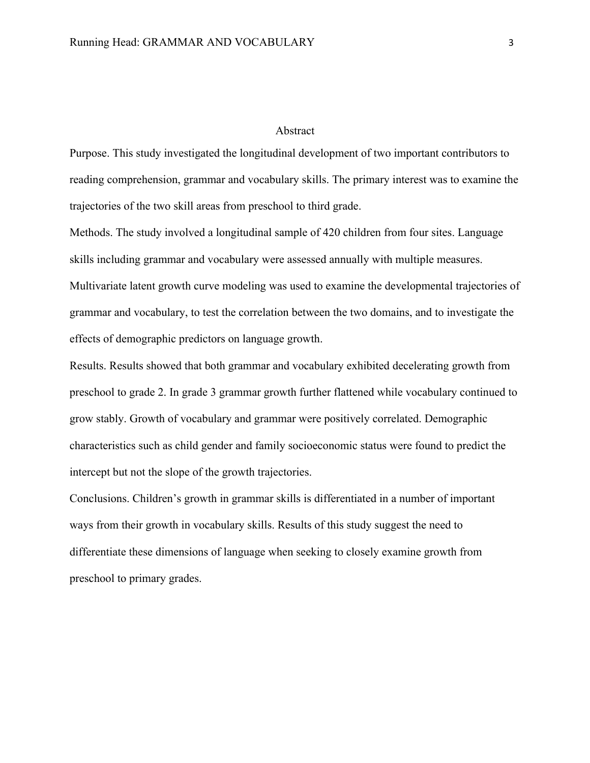## Abstract

Purpose. This study investigated the longitudinal development of two important contributors to reading comprehension, grammar and vocabulary skills. The primary interest was to examine the trajectories of the two skill areas from preschool to third grade.

Methods. The study involved a longitudinal sample of 420 children from four sites. Language skills including grammar and vocabulary were assessed annually with multiple measures. Multivariate latent growth curve modeling was used to examine the developmental trajectories of grammar and vocabulary, to test the correlation between the two domains, and to investigate the effects of demographic predictors on language growth.

Results. Results showed that both grammar and vocabulary exhibited decelerating growth from preschool to grade 2. In grade 3 grammar growth further flattened while vocabulary continued to grow stably. Growth of vocabulary and grammar were positively correlated. Demographic characteristics such as child gender and family socioeconomic status were found to predict the intercept but not the slope of the growth trajectories.

Conclusions. Children's growth in grammar skills is differentiated in a number of important ways from their growth in vocabulary skills. Results of this study suggest the need to differentiate these dimensions of language when seeking to closely examine growth from preschool to primary grades.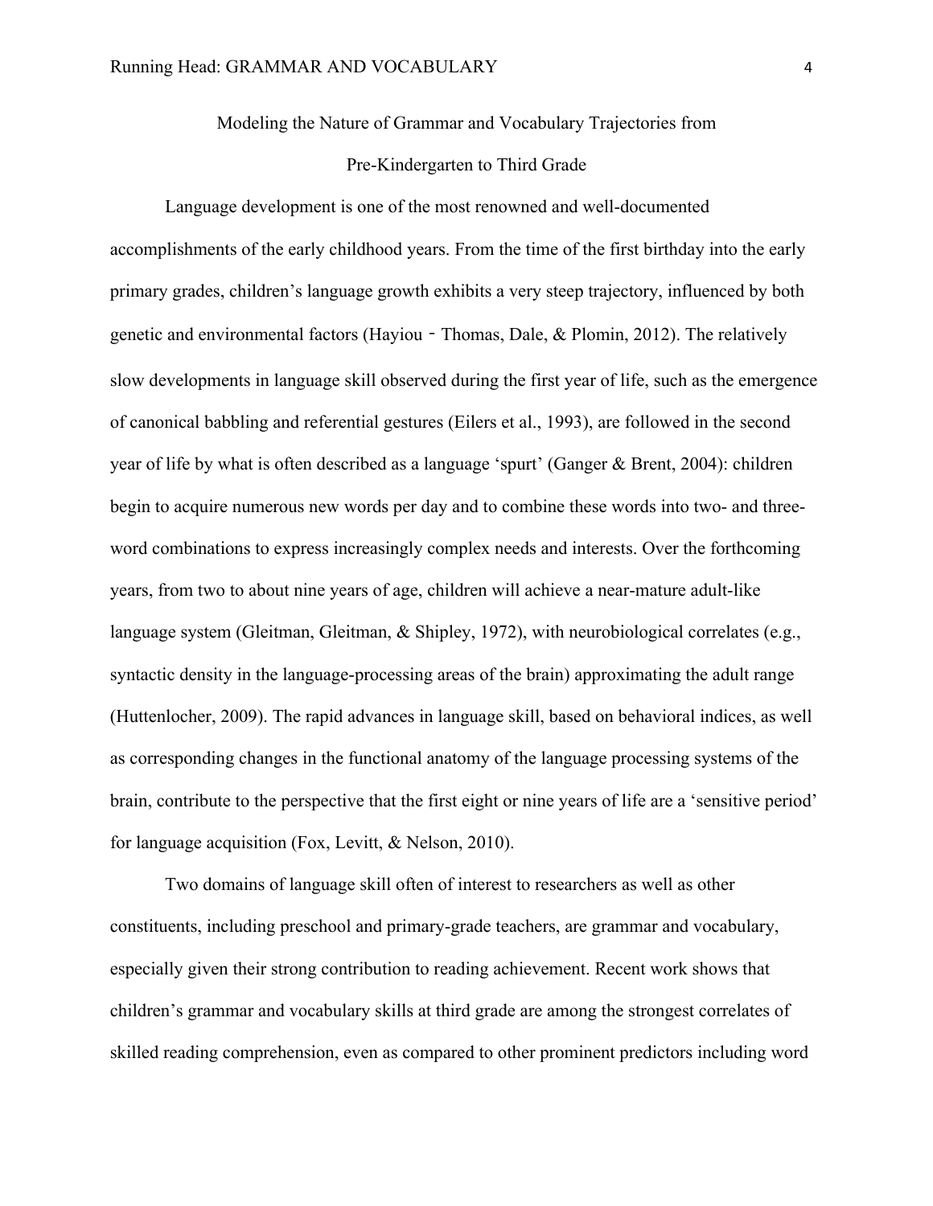Modeling the Nature of Grammar and Vocabulary Trajectories from

Pre-Kindergarten to Third Grade

Language development is one of the most renowned and well-documented accomplishments of the early childhood years. From the time of the first birthday into the early primary grades, children's language growth exhibits a very steep trajectory, influenced by both genetic and environmental factors (Hayiou‐Thomas, Dale, & Plomin, 2012). The relatively slow developments in language skill observed during the first year of life, such as the emergence of canonical babbling and referential gestures (Eilers et al., 1993), are followed in the second year of life by what is often described as a language 'spurt' (Ganger & Brent, 2004): children begin to acquire numerous new words per day and to combine these words into two- and three-word combinations to express increasingly complex needs and interests. Over the forthcoming years, from two to about nine years of age, children will achieve a near-mature adult-like language system (Gleitman, Gleitman, & Shipley, 1972), with neurobiological correlates (e.g., syntactic density in the language-processing areas of the brain) approximating the adult range (Huttenlocher, 2009). The rapid advances in language skill, based on behavioral indices, as well as corresponding changes in the functional anatomy of the language processing systems of the brain, contribute to the perspective that the first eight or nine years of life are a 'sensitive period' for language acquisition (Fox, Levitt, & Nelson, 2010).

Two domains of language skill often of interest to researchers as well as other constituents, including preschool and primary-grade teachers, are grammar and vocabulary, especially given their strong contribution to reading achievement. Recent work shows that children's grammar and vocabulary skills at third grade are among the strongest correlates of skilled reading comprehension, even as compared to other prominent predictors including word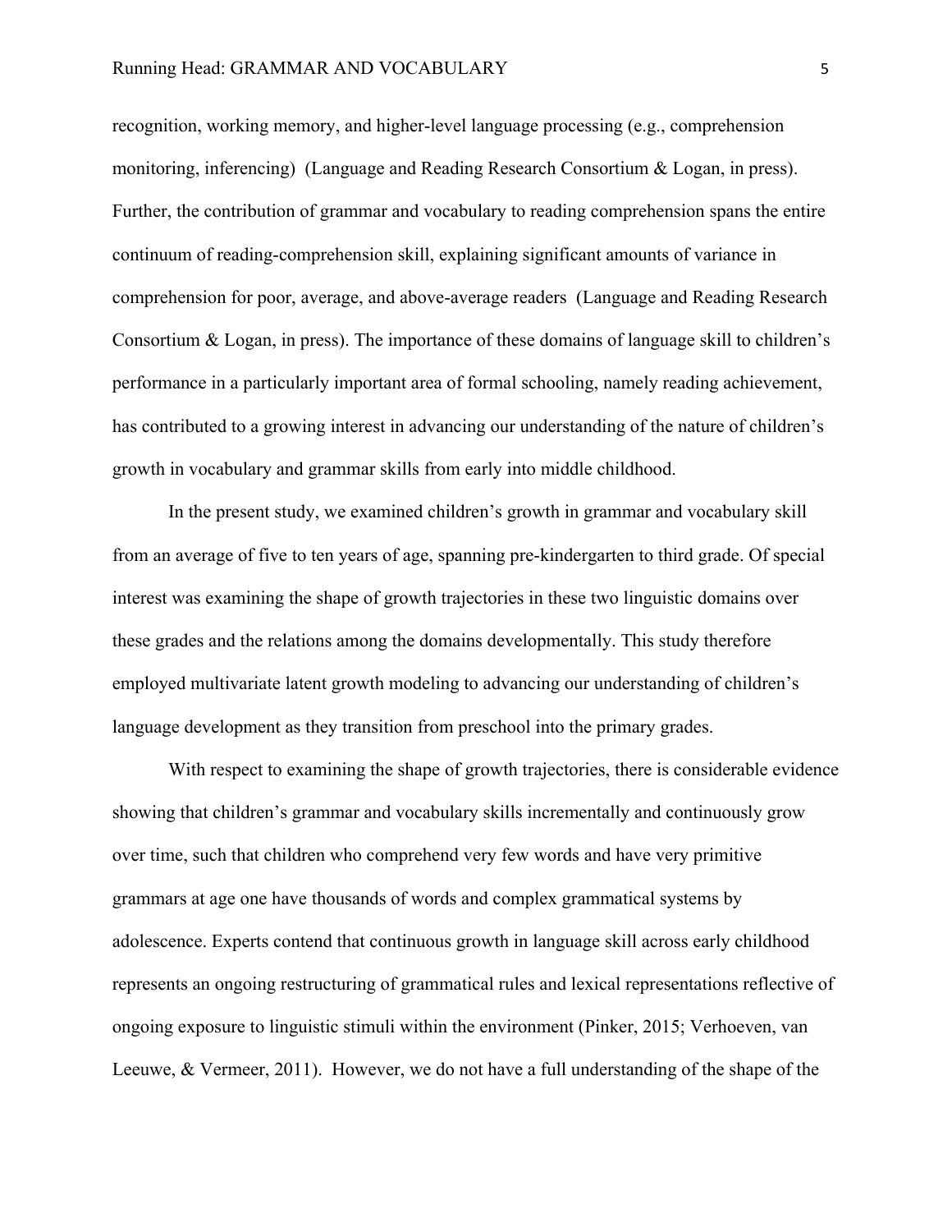recognition, working memory, and higher-level language processing (e.g., comprehension monitoring, inferencing) (Language and Reading Research Consortium & Logan, in press). Further, the contribution of grammar and vocabulary to reading comprehension spans the entire continuum of reading-comprehension skill, explaining significant amounts of variance in comprehension for poor, average, and above-average readers (Language and Reading Research Consortium & Logan, in press). The importance of these domains of language skill to children's performance in a particularly important area of formal schooling, namely reading achievement, has contributed to a growing interest in advancing our understanding of the nature of children's growth in vocabulary and grammar skills from early into middle childhood.

In the present study, we examined children's growth in grammar and vocabulary skill from an average of five to ten years of age, spanning pre-kindergarten to third grade. Of special interest was examining the shape of growth trajectories in these two linguistic domains over these grades and the relations among the domains developmentally. This study therefore employed multivariate latent growth modeling to advancing our understanding of children's language development as they transition from preschool into the primary grades.

With respect to examining the shape of growth trajectories, there is considerable evidence showing that children's grammar and vocabulary skills incrementally and continuously grow over time, such that children who comprehend very few words and have very primitive grammars at age one have thousands of words and complex grammatical systems by adolescence. Experts contend that continuous growth in language skill across early childhood represents an ongoing restructuring of grammatical rules and lexical representations reflective of ongoing exposure to linguistic stimuli within the environment (Pinker, 2015; Verhoeven, van Leeuwe, & Vermeer, 2011). However, we do not have a full understanding of the shape of the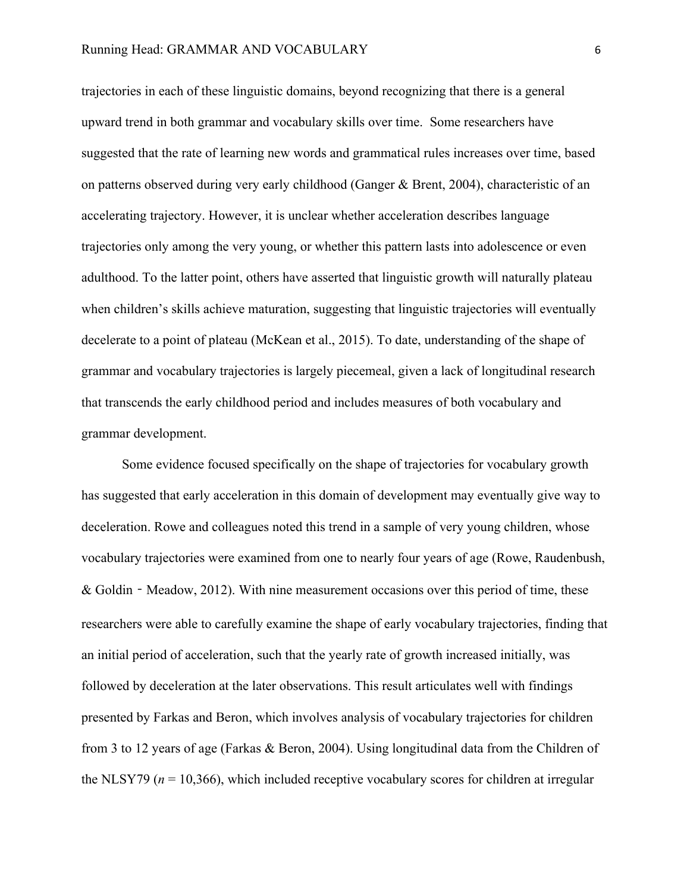trajectories in each of these linguistic domains, beyond recognizing that there is a general upward trend in both grammar and vocabulary skills over time. Some researchers have suggested that the rate of learning new words and grammatical rules increases over time, based on patterns observed during very early childhood (Ganger & Brent, 2004), characteristic of an accelerating trajectory. However, it is unclear whether acceleration describes language trajectories only among the very young, or whether this pattern lasts into adolescence or even adulthood. To the latter point, others have asserted that linguistic growth will naturally plateau when children's skills achieve maturation, suggesting that linguistic trajectories will eventually decelerate to a point of plateau (McKean et al., 2015). To date, understanding of the shape of grammar and vocabulary trajectories is largely piecemeal, given a lack of longitudinal research that transcends the early childhood period and includes measures of both vocabulary and grammar development.

Some evidence focused specifically on the shape of trajectories for vocabulary growth has suggested that early acceleration in this domain of development may eventually give way to deceleration. Rowe and colleagues noted this trend in a sample of very young children, whose vocabulary trajectories were examined from one to nearly four years of age (Rowe, Raudenbush, & Goldin‐Meadow, 2012). With nine measurement occasions over this period of time, these researchers were able to carefully examine the shape of early vocabulary trajectories, finding that an initial period of acceleration, such that the yearly rate of growth increased initially, was followed by deceleration at the later observations. This result articulates well with findings presented by Farkas and Beron, which involves analysis of vocabulary trajectories for children from 3 to 12 years of age (Farkas & Beron, 2004). Using longitudinal data from the Children of the NLSY79 ($n$ = 10,366), which included receptive vocabulary scores for children at irregular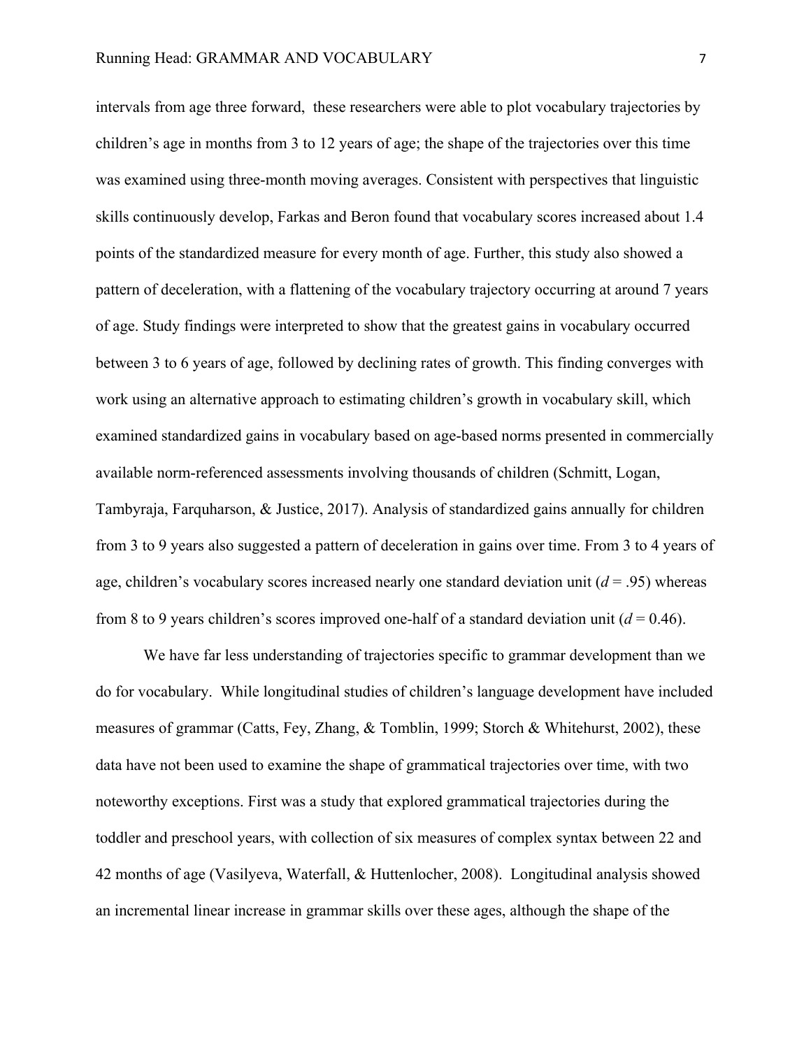intervals from age three forward, these researchers were able to plot vocabulary trajectories by children's age in months from 3 to 12 years of age; the shape of the trajectories over this time was examined using three-month moving averages. Consistent with perspectives that linguistic skills continuously develop, Farkas and Beron found that vocabulary scores increased about 1.4 points of the standardized measure for every month of age. Further, this study also showed a pattern of deceleration, with a flattening of the vocabulary trajectory occurring at around 7 years of age. Study findings were interpreted to show that the greatest gains in vocabulary occurred between 3 to 6 years of age, followed by declining rates of growth. This finding converges with work using an alternative approach to estimating children's growth in vocabulary skill, which examined standardized gains in vocabulary based on age-based norms presented in commercially available norm-referenced assessments involving thousands of children (Schmitt, Logan, Tambyraja, Farquharson, & Justice, 2017). Analysis of standardized gains annually for children from 3 to 9 years also suggested a pattern of deceleration in gains over time. From 3 to 4 years of age, children's vocabulary scores increased nearly one standard deviation unit ($d$ = .95) whereas from 8 to 9 years children's scores improved one-half of a standard deviation unit ($d$ = 0.46).

We have far less understanding of trajectories specific to grammar development than we do for vocabulary. While longitudinal studies of children's language development have included measures of grammar (Catts, Fey, Zhang, & Tomblin, 1999; Storch & Whitehurst, 2002), these data have not been used to examine the shape of grammatical trajectories over time, with two noteworthy exceptions. First was a study that explored grammatical trajectories during the toddler and preschool years, with collection of six measures of complex syntax between 22 and 42 months of age (Vasilyeva, Waterfall, & Huttenlocher, 2008). Longitudinal analysis showed an incremental linear increase in grammar skills over these ages, although the shape of the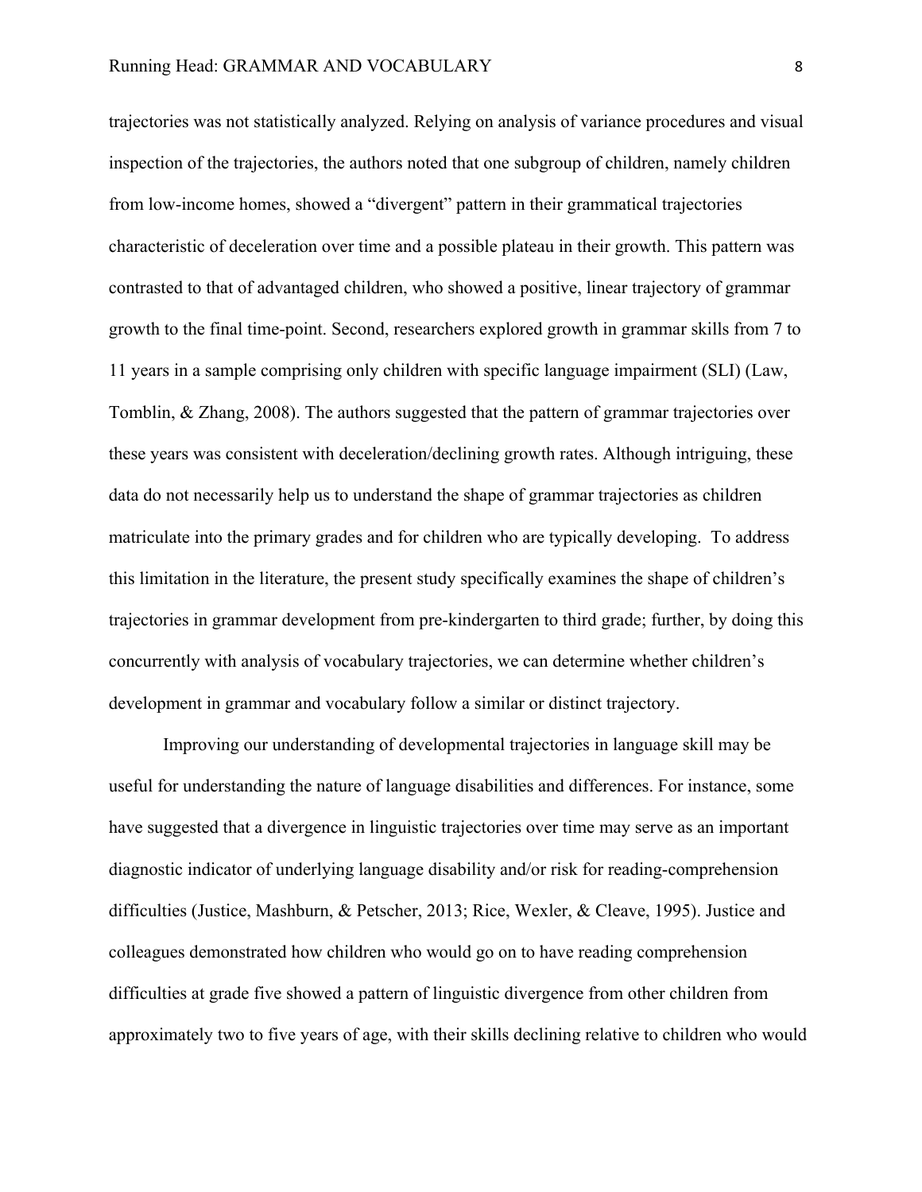trajectories was not statistically analyzed. Relying on analysis of variance procedures and visual inspection of the trajectories, the authors noted that one subgroup of children, namely children from low-income homes, showed a "divergent" pattern in their grammatical trajectories characteristic of deceleration over time and a possible plateau in their growth. This pattern was contrasted to that of advantaged children, who showed a positive, linear trajectory of grammar growth to the final time-point. Second, researchers explored growth in grammar skills from 7 to 11 years in a sample comprising only children with specific language impairment (SLI) (Law, Tomblin, & Zhang, 2008). The authors suggested that the pattern of grammar trajectories over these years was consistent with deceleration/declining growth rates. Although intriguing, these data do not necessarily help us to understand the shape of grammar trajectories as children matriculate into the primary grades and for children who are typically developing. To address this limitation in the literature, the present study specifically examines the shape of children's trajectories in grammar development from pre-kindergarten to third grade; further, by doing this concurrently with analysis of vocabulary trajectories, we can determine whether children's development in grammar and vocabulary follow a similar or distinct trajectory.

Improving our understanding of developmental trajectories in language skill may be useful for understanding the nature of language disabilities and differences. For instance, some have suggested that a divergence in linguistic trajectories over time may serve as an important diagnostic indicator of underlying language disability and/or risk for reading-comprehension difficulties (Justice, Mashburn, & Petscher, 2013; Rice, Wexler, & Cleave, 1995). Justice and colleagues demonstrated how children who would go on to have reading comprehension difficulties at grade five showed a pattern of linguistic divergence from other children from approximately two to five years of age, with their skills declining relative to children who would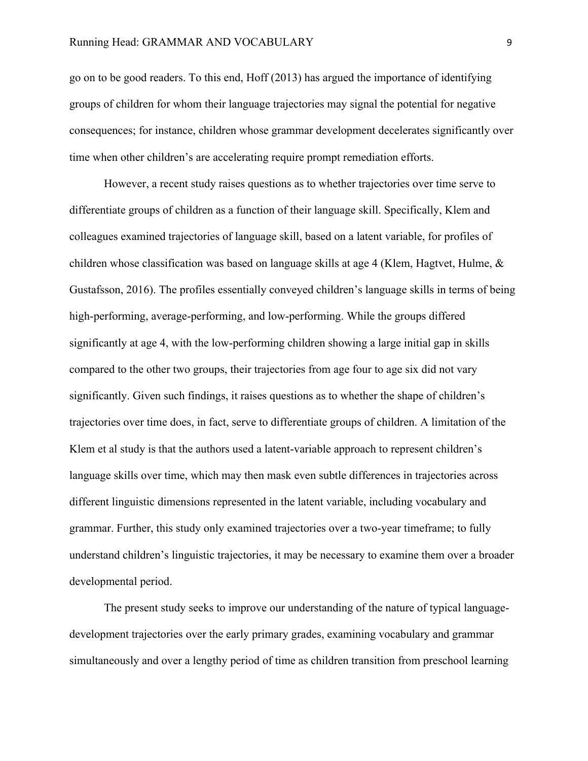go on to be good readers. To this end, Hoff (2013) has argued the importance of identifying groups of children for whom their language trajectories may signal the potential for negative consequences; for instance, children whose grammar development decelerates significantly over time when other children's are accelerating require prompt remediation efforts.

However, a recent study raises questions as to whether trajectories over time serve to differentiate groups of children as a function of their language skill. Specifically, Klem and colleagues examined trajectories of language skill, based on a latent variable, for profiles of children whose classification was based on language skills at age 4 (Klem, Hagtvet, Hulme, & Gustafsson, 2016). The profiles essentially conveyed children's language skills in terms of being high-performing, average-performing, and low-performing. While the groups differed significantly at age 4, with the low-performing children showing a large initial gap in skills compared to the other two groups, their trajectories from age four to age six did not vary significantly. Given such findings, it raises questions as to whether the shape of children's trajectories over time does, in fact, serve to differentiate groups of children. A limitation of the Klem et al study is that the authors used a latent-variable approach to represent children's language skills over time, which may then mask even subtle differences in trajectories across different linguistic dimensions represented in the latent variable, including vocabulary and grammar. Further, this study only examined trajectories over a two-year timeframe; to fully understand children's linguistic trajectories, it may be necessary to examine them over a broader developmental period.

The present study seeks to improve our understanding of the nature of typical language-development trajectories over the early primary grades, examining vocabulary and grammar simultaneously and over a lengthy period of time as children transition from preschool learning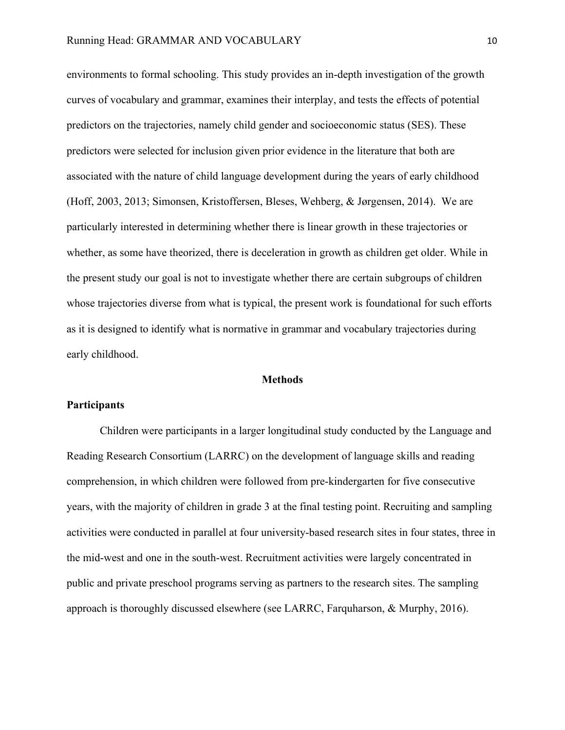environments to formal schooling. This study provides an in-depth investigation of the growth curves of vocabulary and grammar, examines their interplay, and tests the effects of potential predictors on the trajectories, namely child gender and socioeconomic status (SES). These predictors were selected for inclusion given prior evidence in the literature that both are associated with the nature of child language development during the years of early childhood (Hoff, 2003, 2013; Simonsen, Kristoffersen, Bleses, Wehberg, & Jørgensen, 2014). We are particularly interested in determining whether there is linear growth in these trajectories or whether, as some have theorized, there is deceleration in growth as children get older. While in the present study our goal is not to investigate whether there are certain subgroups of children whose trajectories diverse from what is typical, the present work is foundational for such efforts as it is designed to identify what is normative in grammar and vocabulary trajectories during early childhood.

## Methods

### Participants

Children were participants in a larger longitudinal study conducted by the Language and Reading Research Consortium (LARRC) on the development of language skills and reading comprehension, in which children were followed from pre-kindergarten for five consecutive years, with the majority of children in grade 3 at the final testing point. Recruiting and sampling activities were conducted in parallel at four university-based research sites in four states, three in the mid-west and one in the south-west. Recruitment activities were largely concentrated in public and private preschool programs serving as partners to the research sites. The sampling approach is thoroughly discussed elsewhere (see LARRC, Farquharson, & Murphy, 2016).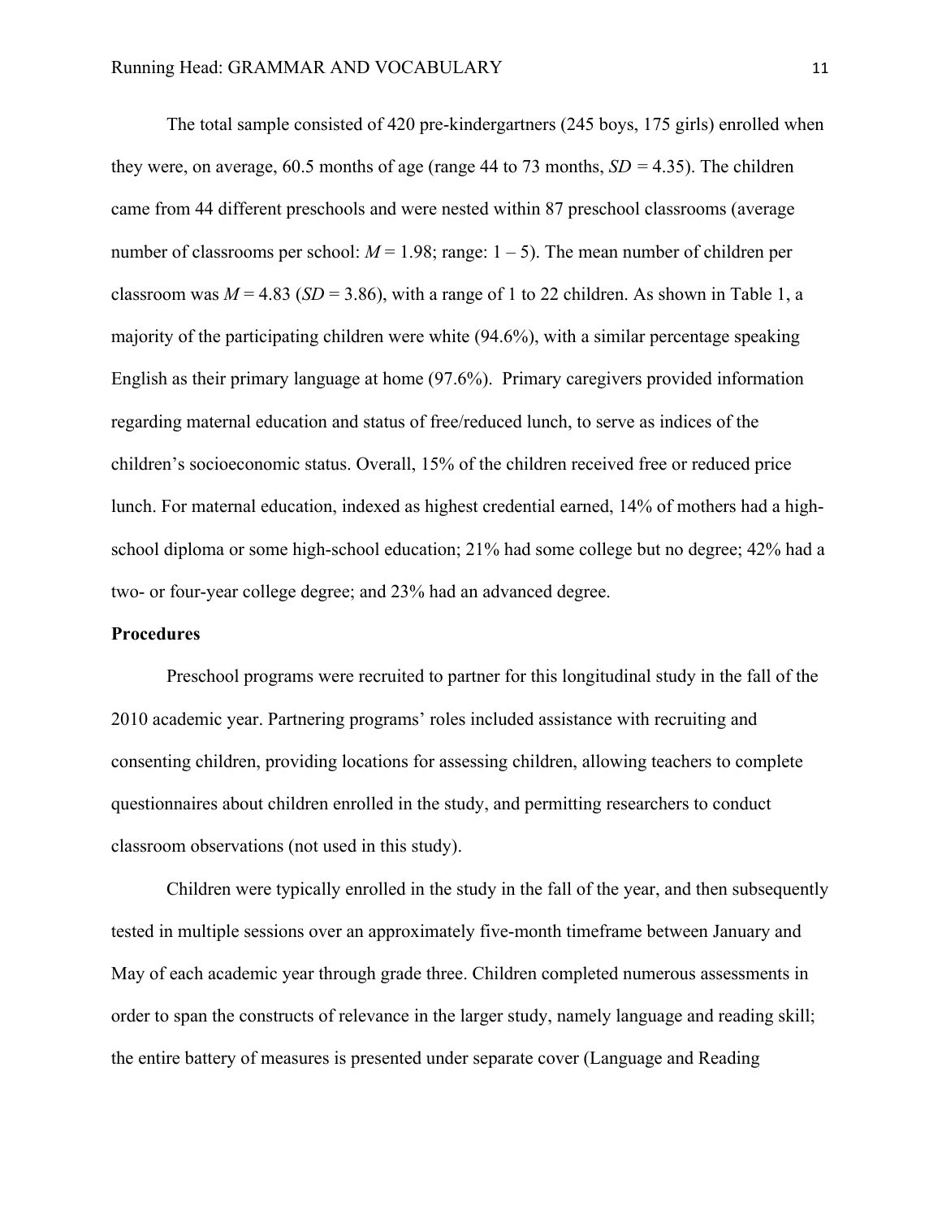The total sample consisted of 420 pre-kindergartners (245 boys, 175 girls) enrolled when they were, on average, 60.5 months of age (range 44 to 73 months, *SD* = 4.35). The children came from 44 different preschools and were nested within 87 preschool classrooms (average number of classrooms per school: *M* = 1.98; range: 1 – 5). The mean number of children per classroom was *M* = 4.83 (*SD* = 3.86), with a range of 1 to 22 children. As shown in Table 1, a majority of the participating children were white (94.6%), with a similar percentage speaking English as their primary language at home (97.6%). Primary caregivers provided information regarding maternal education and status of free/reduced lunch, to serve as indices of the children's socioeconomic status. Overall, 15% of the children received free or reduced price lunch. For maternal education, indexed as highest credential earned, 14% of mothers had a high-school diploma or some high-school education; 21% had some college but no degree; 42% had a two- or four-year college degree; and 23% had an advanced degree.

**Procedures**

Preschool programs were recruited to partner for this longitudinal study in the fall of the 2010 academic year. Partnering programs' roles included assistance with recruiting and consenting children, providing locations for assessing children, allowing teachers to complete questionnaires about children enrolled in the study, and permitting researchers to conduct classroom observations (not used in this study).

Children were typically enrolled in the study in the fall of the year, and then subsequently tested in multiple sessions over an approximately five-month timeframe between January and May of each academic year through grade three. Children completed numerous assessments in order to span the constructs of relevance in the larger study, namely language and reading skill; the entire battery of measures is presented under separate cover (Language and Reading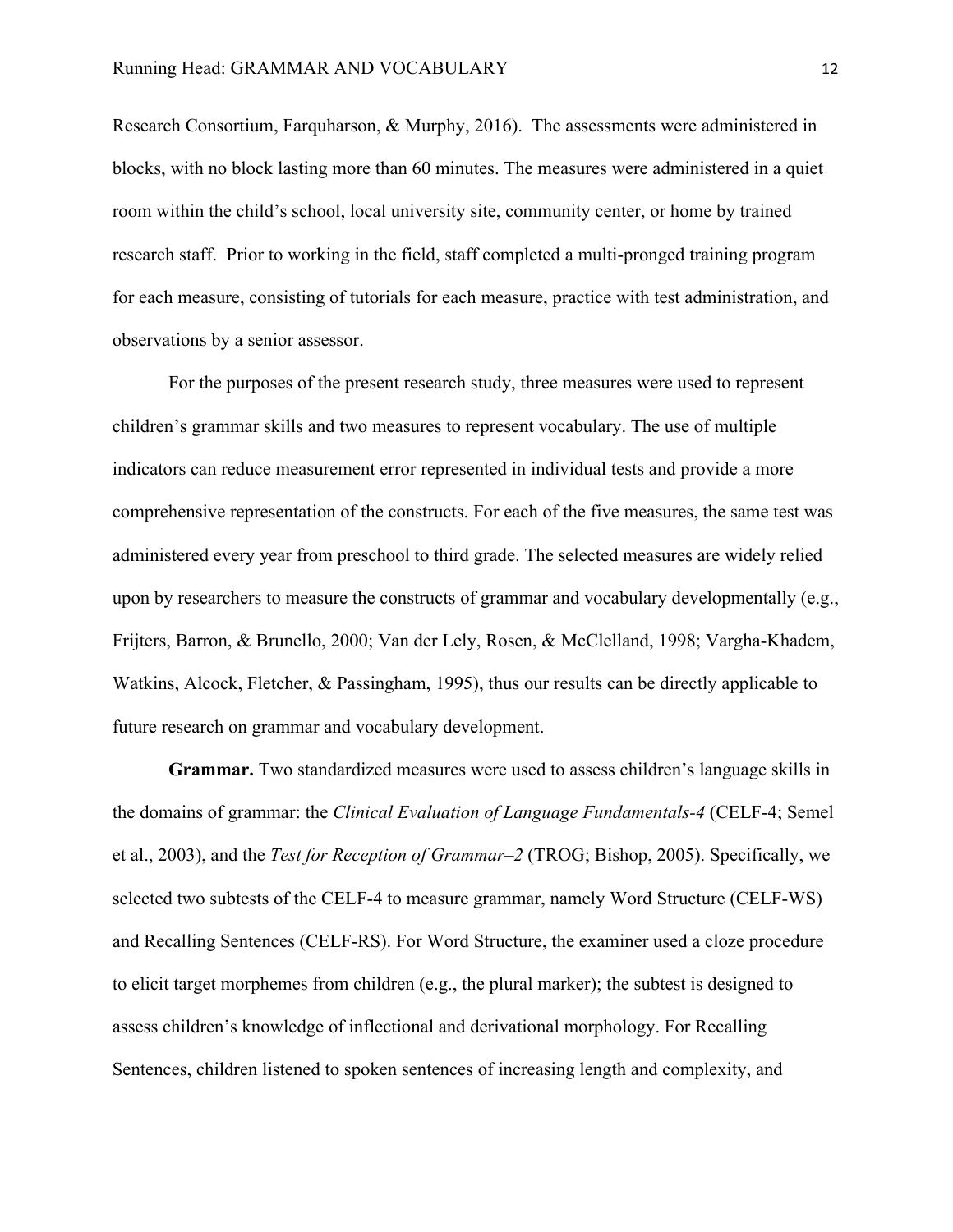Research Consortium, Farquharson, & Murphy, 2016). The assessments were administered in blocks, with no block lasting more than 60 minutes. The measures were administered in a quiet room within the child's school, local university site, community center, or home by trained research staff. Prior to working in the field, staff completed a multi-pronged training program for each measure, consisting of tutorials for each measure, practice with test administration, and observations by a senior assessor.

For the purposes of the present research study, three measures were used to represent children's grammar skills and two measures to represent vocabulary. The use of multiple indicators can reduce measurement error represented in individual tests and provide a more comprehensive representation of the constructs. For each of the five measures, the same test was administered every year from preschool to third grade. The selected measures are widely relied upon by researchers to measure the constructs of grammar and vocabulary developmentally (e.g., Frijters, Barron, & Brunello, 2000; Van der Lely, Rosen, & McClelland, 1998; Vargha-Khadem, Watkins, Alcock, Fletcher, & Passingham, 1995), thus our results can be directly applicable to future research on grammar and vocabulary development.

**Grammar.** Two standardized measures were used to assess children's language skills in the domains of grammar: the *Clinical Evaluation of Language Fundamentals-4* (CELF-4; Semel et al., 2003), and the *Test for Reception of Grammar–2* (TROG; Bishop, 2005). Specifically, we selected two subtests of the CELF-4 to measure grammar, namely Word Structure (CELF-WS) and Recalling Sentences (CELF-RS). For Word Structure, the examiner used a cloze procedure to elicit target morphemes from children (e.g., the plural marker); the subtest is designed to assess children's knowledge of inflectional and derivational morphology. For Recalling Sentences, children listened to spoken sentences of increasing length and complexity, and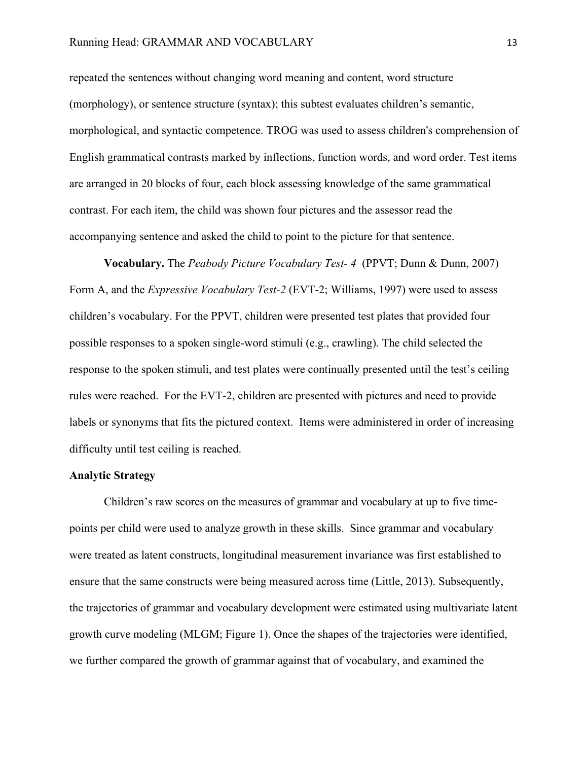repeated the sentences without changing word meaning and content, word structure (morphology), or sentence structure (syntax); this subtest evaluates children's semantic, morphological, and syntactic competence. TROG was used to assess children's comprehension of English grammatical contrasts marked by inflections, function words, and word order. Test items are arranged in 20 blocks of four, each block assessing knowledge of the same grammatical contrast. For each item, the child was shown four pictures and the assessor read the accompanying sentence and asked the child to point to the picture for that sentence.

**Vocabulary.** The *Peabody Picture Vocabulary Test- 4* (PPVT; Dunn & Dunn, 2007) Form A, and the *Expressive Vocabulary Test-2* (EVT-2; Williams, 1997) were used to assess children's vocabulary. For the PPVT, children were presented test plates that provided four possible responses to a spoken single-word stimuli (e.g., crawling). The child selected the response to the spoken stimuli, and test plates were continually presented until the test's ceiling rules were reached. For the EVT-2, children are presented with pictures and need to provide labels or synonyms that fits the pictured context. Items were administered in order of increasing difficulty until test ceiling is reached.

**Analytic Strategy**

Children's raw scores on the measures of grammar and vocabulary at up to five time-points per child were used to analyze growth in these skills. Since grammar and vocabulary were treated as latent constructs, longitudinal measurement invariance was first established to ensure that the same constructs were being measured across time (Little, 2013). Subsequently, the trajectories of grammar and vocabulary development were estimated using multivariate latent growth curve modeling (MLGM; Figure 1). Once the shapes of the trajectories were identified, we further compared the growth of grammar against that of vocabulary, and examined the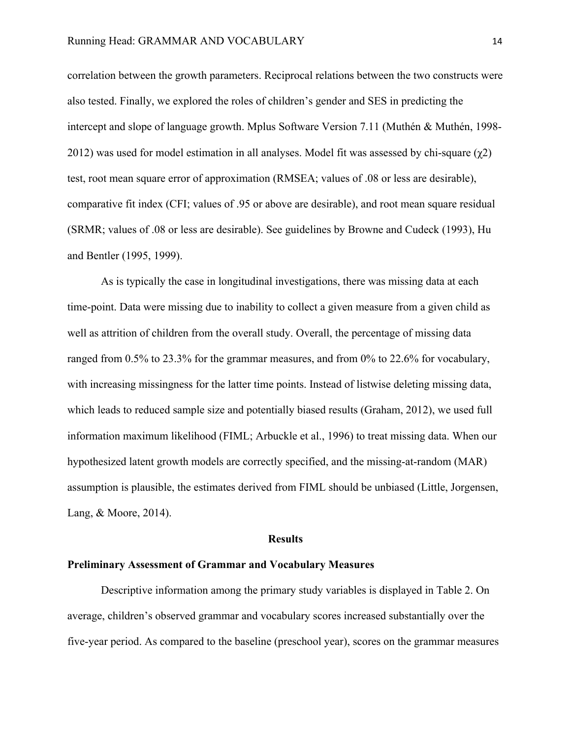correlation between the growth parameters. Reciprocal relations between the two constructs were also tested. Finally, we explored the roles of children's gender and SES in predicting the intercept and slope of language growth. Mplus Software Version 7.11 (Muthén & Muthén, 1998-2012) was used for model estimation in all analyses. Model fit was assessed by chi-square ($\chi 2$) test, root mean square error of approximation (RMSEA; values of .08 or less are desirable), comparative fit index (CFI; values of .95 or above are desirable), and root mean square residual (SRMR; values of .08 or less are desirable). See guidelines by Browne and Cudeck (1993), Hu and Bentler (1995, 1999).

As is typically the case in longitudinal investigations, there was missing data at each time-point. Data were missing due to inability to collect a given measure from a given child as well as attrition of children from the overall study. Overall, the percentage of missing data ranged from 0.5% to 23.3% for the grammar measures, and from 0% to 22.6% for vocabulary, with increasing missingness for the latter time points. Instead of listwise deleting missing data, which leads to reduced sample size and potentially biased results (Graham, 2012), we used full information maximum likelihood (FIML; Arbuckle et al., 1996) to treat missing data. When our hypothesized latent growth models are correctly specified, and the missing-at-random (MAR) assumption is plausible, the estimates derived from FIML should be unbiased (Little, Jorgensen, Lang, & Moore, 2014).

## Results

### Preliminary Assessment of Grammar and Vocabulary Measures

Descriptive information among the primary study variables is displayed in Table 2. On average, children's observed grammar and vocabulary scores increased substantially over the five-year period. As compared to the baseline (preschool year), scores on the grammar measures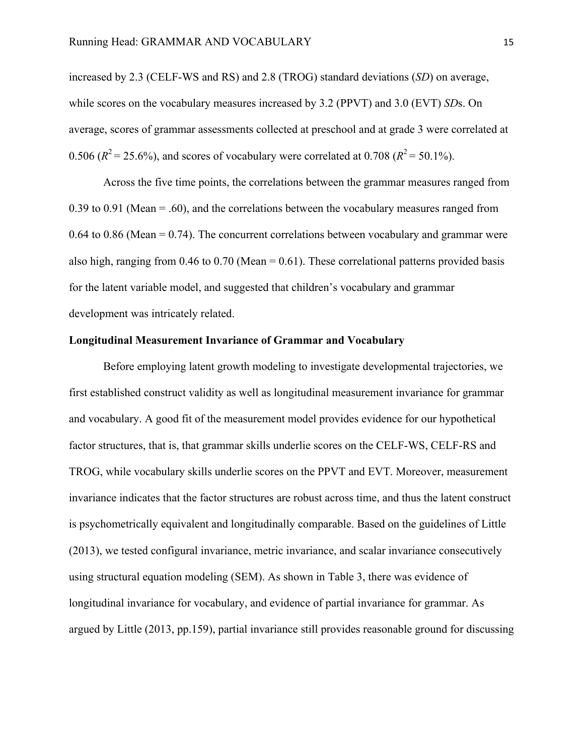increased by 2.3 (CELF-WS and RS) and 2.8 (TROG) standard deviations (*SD*) on average, while scores on the vocabulary measures increased by 3.2 (PPVT) and 3.0 (EVT) *SD*s. On average, scores of grammar assessments collected at preschool and at grade 3 were correlated at 0.506 ($R^2 = 25.6\%$), and scores of vocabulary were correlated at 0.708 ($R^2 = 50.1\%$).

Across the five time points, the correlations between the grammar measures ranged from 0.39 to 0.91 (Mean = .60), and the correlations between the vocabulary measures ranged from 0.64 to 0.86 (Mean = 0.74). The concurrent correlations between vocabulary and grammar were also high, ranging from 0.46 to 0.70 (Mean = 0.61). These correlational patterns provided basis for the latent variable model, and suggested that children's vocabulary and grammar development was intricately related.

### Longitudinal Measurement Invariance of Grammar and Vocabulary

Before employing latent growth modeling to investigate developmental trajectories, we first established construct validity as well as longitudinal measurement invariance for grammar and vocabulary. A good fit of the measurement model provides evidence for our hypothetical factor structures, that is, that grammar skills underlie scores on the CELF-WS, CELF-RS and TROG, while vocabulary skills underlie scores on the PPVT and EVT. Moreover, measurement invariance indicates that the factor structures are robust across time, and thus the latent construct is psychometrically equivalent and longitudinally comparable. Based on the guidelines of Little (2013), we tested configural invariance, metric invariance, and scalar invariance consecutively using structural equation modeling (SEM). As shown in Table 3, there was evidence of longitudinal invariance for vocabulary, and evidence of partial invariance for grammar. As argued by Little (2013, pp.159), partial invariance still provides reasonable ground for discussing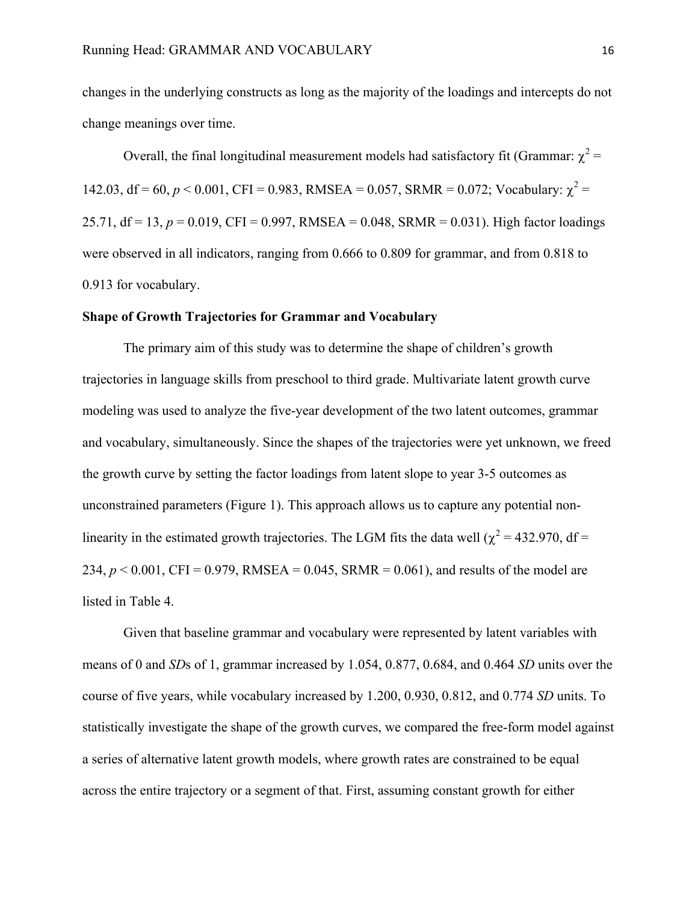changes in the underlying constructs as long as the majority of the loadings and intercepts do not change meanings over time.

Overall, the final longitudinal measurement models had satisfactory fit (Grammar: $\chi^2$ = 142.03, df = 60, $p < 0.001$, CFI = 0.983, RMSEA = 0.057, SRMR = 0.072; Vocabulary: $\chi^2$ = 25.71, df = 13, $p = 0.019$, CFI = 0.997, RMSEA = 0.048, SRMR = 0.031). High factor loadings were observed in all indicators, ranging from 0.666 to 0.809 for grammar, and from 0.818 to 0.913 for vocabulary.

**Shape of Growth Trajectories for Grammar and Vocabulary**

The primary aim of this study was to determine the shape of children's growth trajectories in language skills from preschool to third grade. Multivariate latent growth curve modeling was used to analyze the five-year development of the two latent outcomes, grammar and vocabulary, simultaneously. Since the shapes of the trajectories were yet unknown, we freed the growth curve by setting the factor loadings from latent slope to year 3-5 outcomes as unconstrained parameters (Figure 1). This approach allows us to capture any potential non-linearity in the estimated growth trajectories. The LGM fits the data well ($\chi^2$ = 432.970, df = 234, $p < 0.001$, CFI = 0.979, RMSEA = 0.045, SRMR = 0.061), and results of the model are listed in Table 4.

Given that baseline grammar and vocabulary were represented by latent variables with means of 0 and *SD*s of 1, grammar increased by 1.054, 0.877, 0.684, and 0.464 *SD* units over the course of five years, while vocabulary increased by 1.200, 0.930, 0.812, and 0.774 *SD* units. To statistically investigate the shape of the growth curves, we compared the free-form model against a series of alternative latent growth models, where growth rates are constrained to be equal across the entire trajectory or a segment of that. First, assuming constant growth for either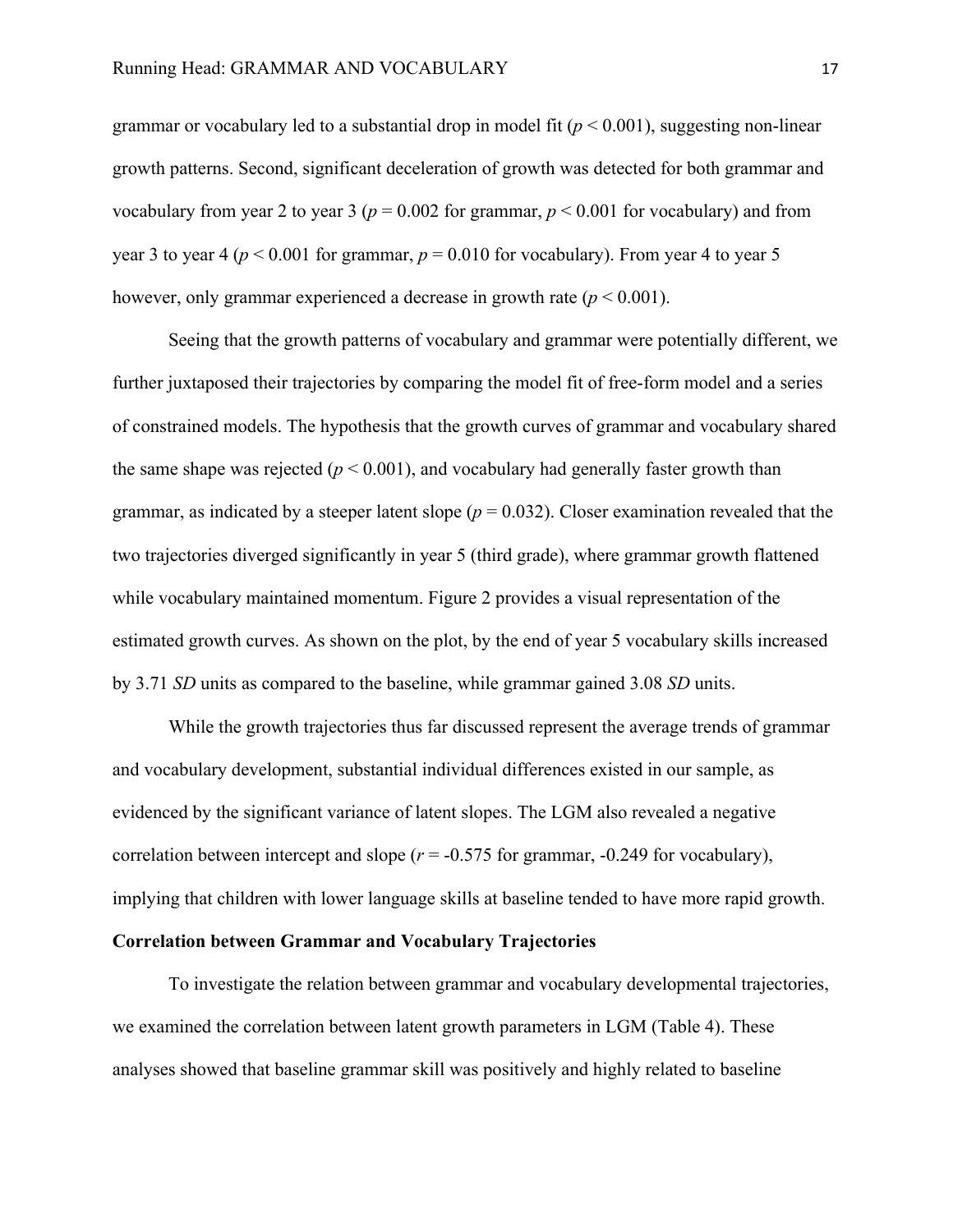grammar or vocabulary led to a substantial drop in model fit ($p < 0.001$), suggesting non-linear growth patterns. Second, significant deceleration of growth was detected for both grammar and vocabulary from year 2 to year 3 ($p = 0.002$ for grammar, $p < 0.001$ for vocabulary) and from year 3 to year 4 ($p < 0.001$ for grammar, $p = 0.010$ for vocabulary). From year 4 to year 5 however, only grammar experienced a decrease in growth rate ($p < 0.001$).

Seeing that the growth patterns of vocabulary and grammar were potentially different, we further juxtaposed their trajectories by comparing the model fit of free-form model and a series of constrained models. The hypothesis that the growth curves of grammar and vocabulary shared the same shape was rejected ($p < 0.001$), and vocabulary had generally faster growth than grammar, as indicated by a steeper latent slope ($p = 0.032$). Closer examination revealed that the two trajectories diverged significantly in year 5 (third grade), where grammar growth flattened while vocabulary maintained momentum. Figure 2 provides a visual representation of the estimated growth curves. As shown on the plot, by the end of year 5 vocabulary skills increased by 3.71 *SD* units as compared to the baseline, while grammar gained 3.08 *SD* units.

While the growth trajectories thus far discussed represent the average trends of grammar and vocabulary development, substantial individual differences existed in our sample, as evidenced by the significant variance of latent slopes. The LGM also revealed a negative correlation between intercept and slope ($r = -0.575$ for grammar, $-0.249$ for vocabulary), implying that children with lower language skills at baseline tended to have more rapid growth.

**Correlation between Grammar and Vocabulary Trajectories**

To investigate the relation between grammar and vocabulary developmental trajectories, we examined the correlation between latent growth parameters in LGM (Table 4). These analyses showed that baseline grammar skill was positively and highly related to baseline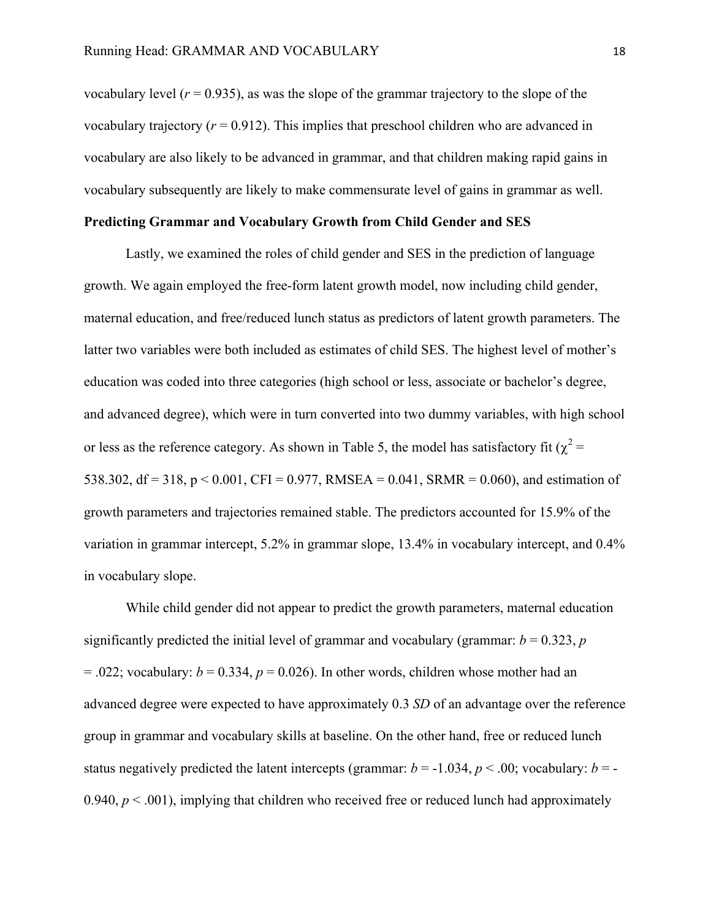vocabulary level ($r$ = 0.935), as was the slope of the grammar trajectory to the slope of the vocabulary trajectory ($r$ = 0.912). This implies that preschool children who are advanced in vocabulary are also likely to be advanced in grammar, and that children making rapid gains in vocabulary subsequently are likely to make commensurate level of gains in grammar as well.

**Predicting Grammar and Vocabulary Growth from Child Gender and SES**

Lastly, we examined the roles of child gender and SES in the prediction of language growth. We again employed the free-form latent growth model, now including child gender, maternal education, and free/reduced lunch status as predictors of latent growth parameters. The latter two variables were both included as estimates of child SES. The highest level of mother's education was coded into three categories (high school or less, associate or bachelor's degree, and advanced degree), which were in turn converted into two dummy variables, with high school or less as the reference category. As shown in Table 5, the model has satisfactory fit ($\chi^2$ = 538.302, df = 318, p < 0.001, CFI = 0.977, RMSEA = 0.041, SRMR = 0.060), and estimation of growth parameters and trajectories remained stable. The predictors accounted for 15.9% of the variation in grammar intercept, 5.2% in grammar slope, 13.4% in vocabulary intercept, and 0.4% in vocabulary slope.

While child gender did not appear to predict the growth parameters, maternal education significantly predicted the initial level of grammar and vocabulary (grammar: $b$ = 0.323, $p$ = .022; vocabulary: $b$ = 0.334, $p$ = 0.026). In other words, children whose mother had an advanced degree were expected to have approximately 0.3 *SD* of an advantage over the reference group in grammar and vocabulary skills at baseline. On the other hand, free or reduced lunch status negatively predicted the latent intercepts (grammar: $b$ = -1.034, $p$ < .00; vocabulary: $b$ = -0.940, $p$ < .001), implying that children who received free or reduced lunch had approximately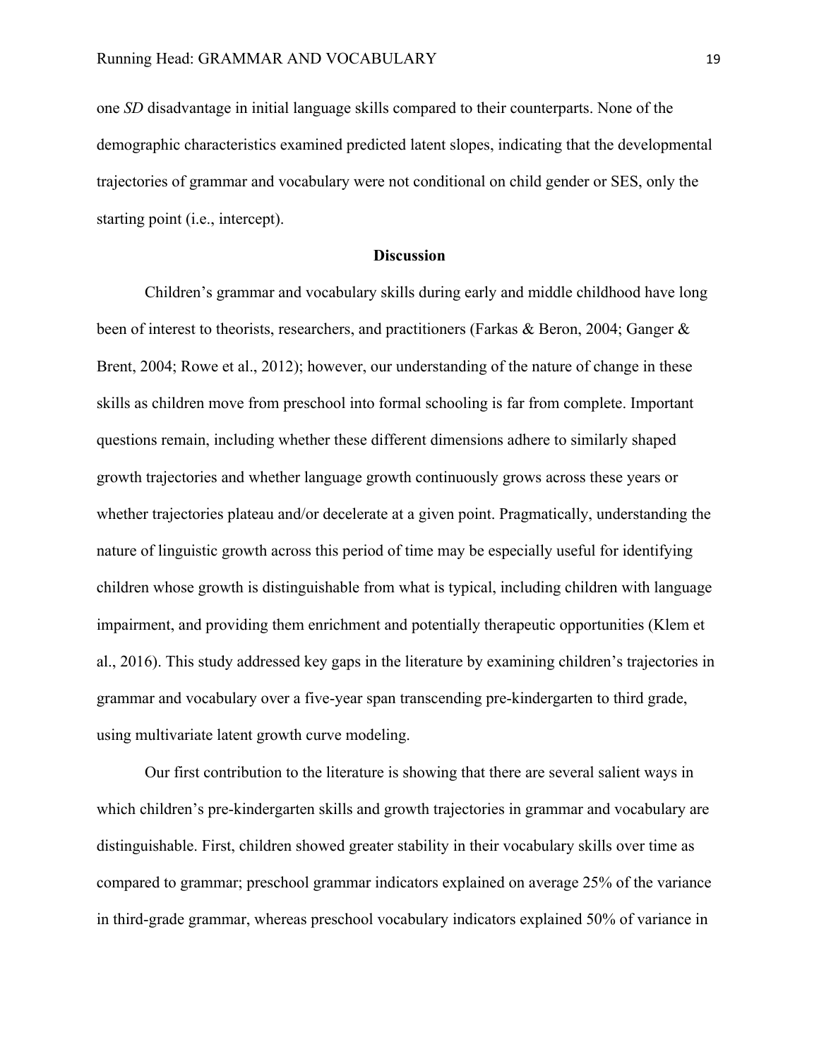one *SD* disadvantage in initial language skills compared to their counterparts. None of the demographic characteristics examined predicted latent slopes, indicating that the developmental trajectories of grammar and vocabulary were not conditional on child gender or SES, only the starting point (i.e., intercept).

## Discussion

Children's grammar and vocabulary skills during early and middle childhood have long been of interest to theorists, researchers, and practitioners (Farkas & Beron, 2004; Ganger & Brent, 2004; Rowe et al., 2012); however, our understanding of the nature of change in these skills as children move from preschool into formal schooling is far from complete. Important questions remain, including whether these different dimensions adhere to similarly shaped growth trajectories and whether language growth continuously grows across these years or whether trajectories plateau and/or decelerate at a given point. Pragmatically, understanding the nature of linguistic growth across this period of time may be especially useful for identifying children whose growth is distinguishable from what is typical, including children with language impairment, and providing them enrichment and potentially therapeutic opportunities (Klem et al., 2016). This study addressed key gaps in the literature by examining children's trajectories in grammar and vocabulary over a five-year span transcending pre-kindergarten to third grade, using multivariate latent growth curve modeling.

Our first contribution to the literature is showing that there are several salient ways in which children's pre-kindergarten skills and growth trajectories in grammar and vocabulary are distinguishable. First, children showed greater stability in their vocabulary skills over time as compared to grammar; preschool grammar indicators explained on average 25% of the variance in third-grade grammar, whereas preschool vocabulary indicators explained 50% of variance in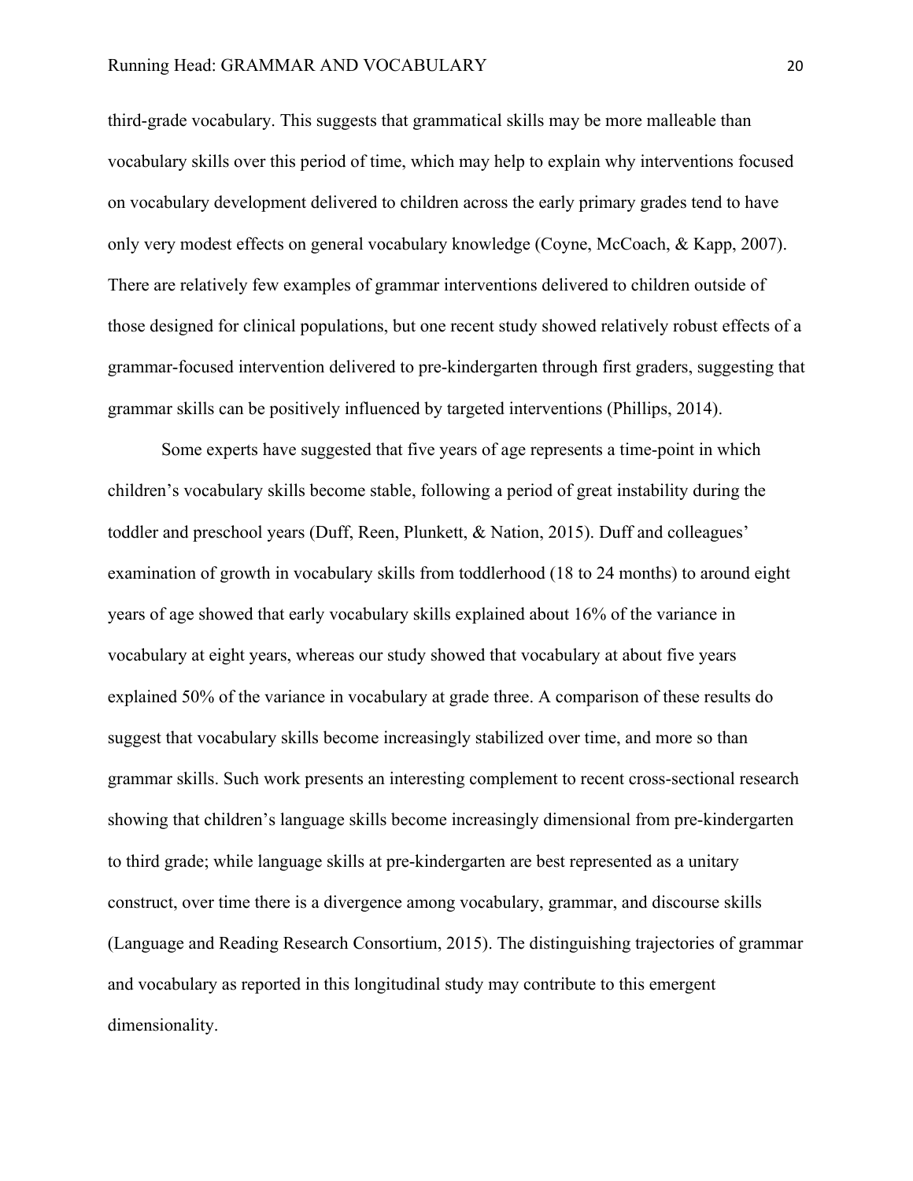third-grade vocabulary. This suggests that grammatical skills may be more malleable than vocabulary skills over this period of time, which may help to explain why interventions focused on vocabulary development delivered to children across the early primary grades tend to have only very modest effects on general vocabulary knowledge (Coyne, McCoach, & Kapp, 2007). There are relatively few examples of grammar interventions delivered to children outside of those designed for clinical populations, but one recent study showed relatively robust effects of a grammar-focused intervention delivered to pre-kindergarten through first graders, suggesting that grammar skills can be positively influenced by targeted interventions (Phillips, 2014).

Some experts have suggested that five years of age represents a time-point in which children's vocabulary skills become stable, following a period of great instability during the toddler and preschool years (Duff, Reen, Plunkett, & Nation, 2015). Duff and colleagues' examination of growth in vocabulary skills from toddlerhood (18 to 24 months) to around eight years of age showed that early vocabulary skills explained about 16% of the variance in vocabulary at eight years, whereas our study showed that vocabulary at about five years explained 50% of the variance in vocabulary at grade three. A comparison of these results do suggest that vocabulary skills become increasingly stabilized over time, and more so than grammar skills. Such work presents an interesting complement to recent cross-sectional research showing that children's language skills become increasingly dimensional from pre-kindergarten to third grade; while language skills at pre-kindergarten are best represented as a unitary construct, over time there is a divergence among vocabulary, grammar, and discourse skills (Language and Reading Research Consortium, 2015). The distinguishing trajectories of grammar and vocabulary as reported in this longitudinal study may contribute to this emergent dimensionality.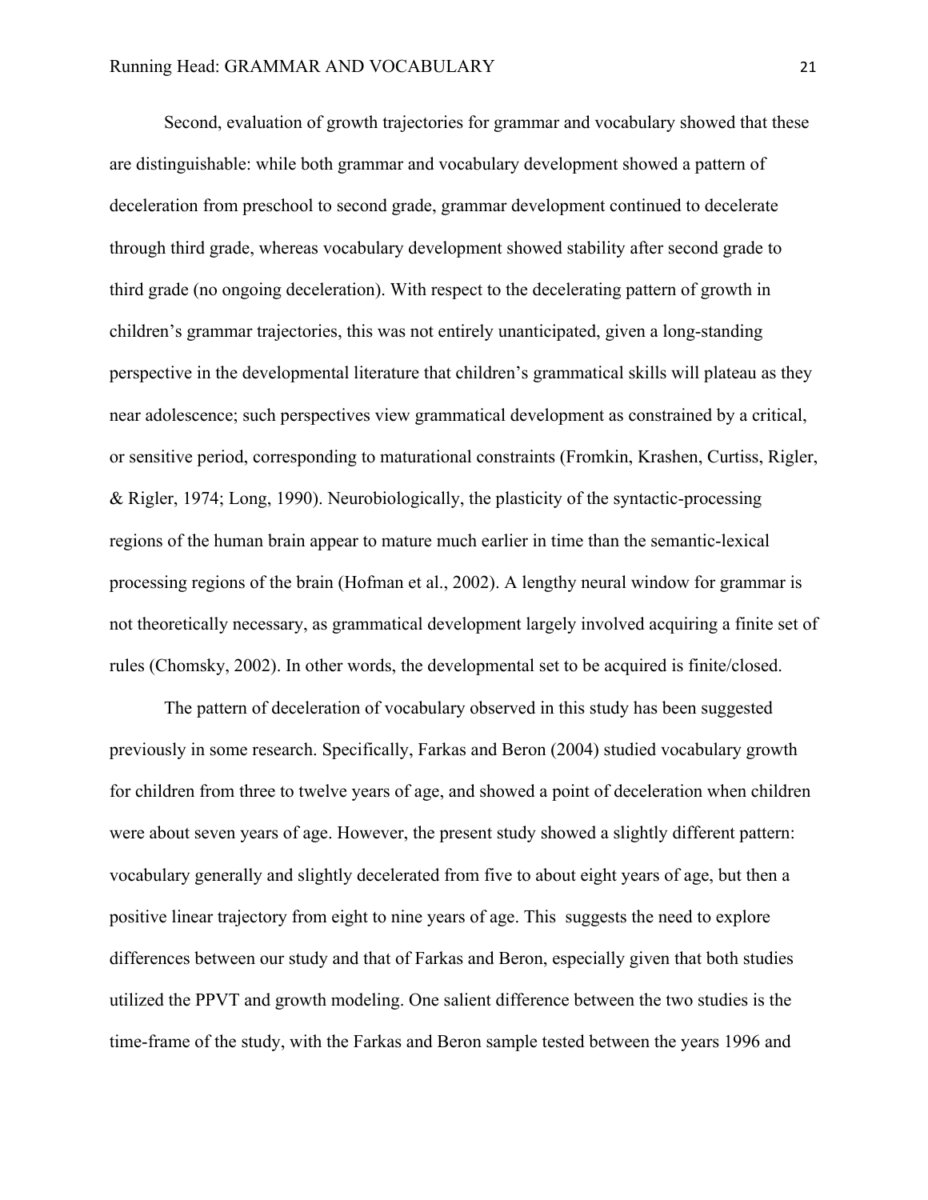Second, evaluation of growth trajectories for grammar and vocabulary showed that these are distinguishable: while both grammar and vocabulary development showed a pattern of deceleration from preschool to second grade, grammar development continued to decelerate through third grade, whereas vocabulary development showed stability after second grade to third grade (no ongoing deceleration). With respect to the decelerating pattern of growth in children's grammar trajectories, this was not entirely unanticipated, given a long-standing perspective in the developmental literature that children's grammatical skills will plateau as they near adolescence; such perspectives view grammatical development as constrained by a critical, or sensitive period, corresponding to maturational constraints (Fromkin, Krashen, Curtiss, Rigler, & Rigler, 1974; Long, 1990). Neurobiologically, the plasticity of the syntactic-processing regions of the human brain appear to mature much earlier in time than the semantic-lexical processing regions of the brain (Hofman et al., 2002). A lengthy neural window for grammar is not theoretically necessary, as grammatical development largely involved acquiring a finite set of rules (Chomsky, 2002). In other words, the developmental set to be acquired is finite/closed.

The pattern of deceleration of vocabulary observed in this study has been suggested previously in some research. Specifically, Farkas and Beron (2004) studied vocabulary growth for children from three to twelve years of age, and showed a point of deceleration when children were about seven years of age. However, the present study showed a slightly different pattern: vocabulary generally and slightly decelerated from five to about eight years of age, but then a positive linear trajectory from eight to nine years of age. This suggests the need to explore differences between our study and that of Farkas and Beron, especially given that both studies utilized the PPVT and growth modeling. One salient difference between the two studies is the time-frame of the study, with the Farkas and Beron sample tested between the years 1996 and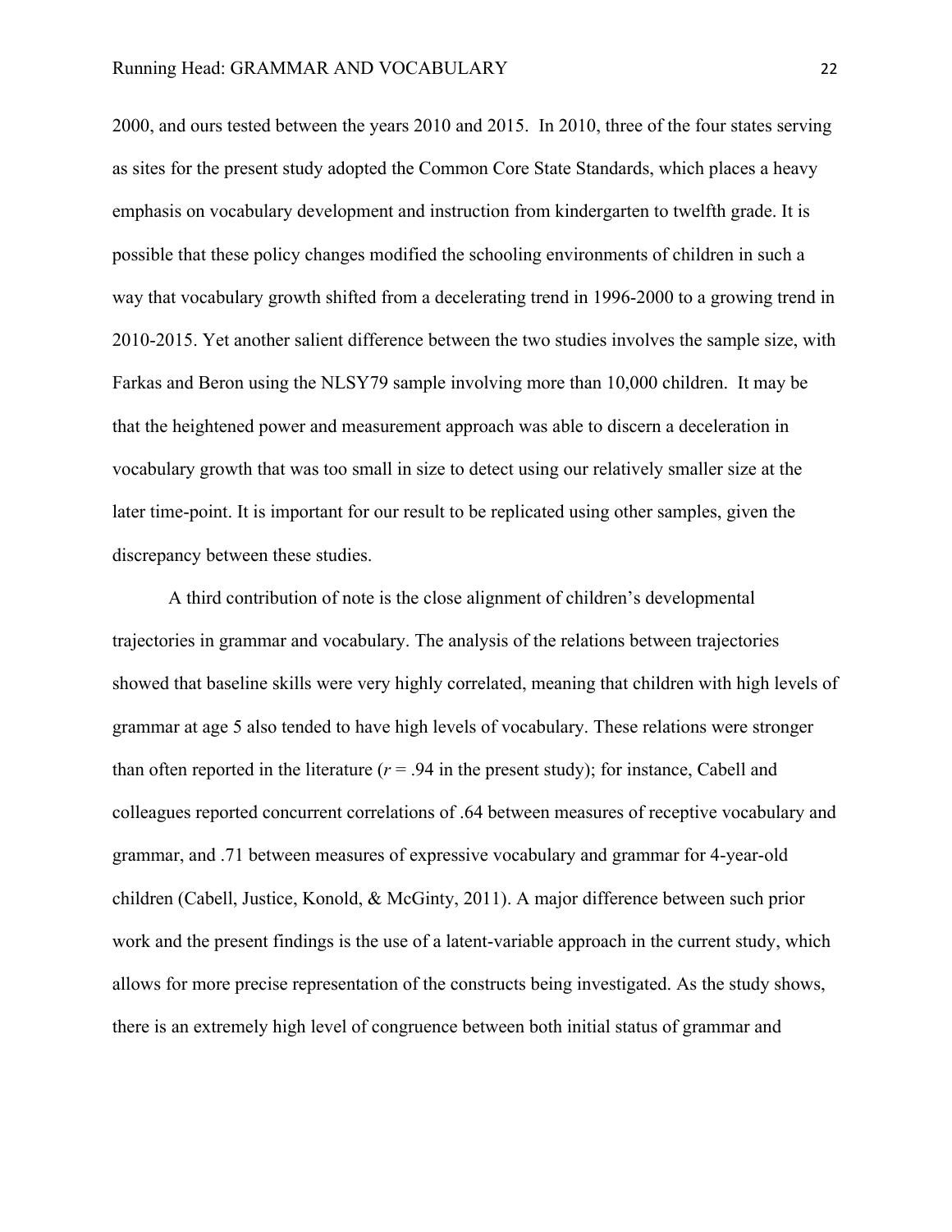2000, and ours tested between the years 2010 and 2015. In 2010, three of the four states serving as sites for the present study adopted the Common Core State Standards, which places a heavy emphasis on vocabulary development and instruction from kindergarten to twelfth grade. It is possible that these policy changes modified the schooling environments of children in such a way that vocabulary growth shifted from a decelerating trend in 1996-2000 to a growing trend in 2010-2015. Yet another salient difference between the two studies involves the sample size, with Farkas and Beron using the NLSY79 sample involving more than 10,000 children. It may be that the heightened power and measurement approach was able to discern a deceleration in vocabulary growth that was too small in size to detect using our relatively smaller size at the later time-point. It is important for our result to be replicated using other samples, given the discrepancy between these studies.

A third contribution of note is the close alignment of children's developmental trajectories in grammar and vocabulary. The analysis of the relations between trajectories showed that baseline skills were very highly correlated, meaning that children with high levels of grammar at age 5 also tended to have high levels of vocabulary. These relations were stronger than often reported in the literature ($r$ = .94 in the present study); for instance, Cabell and colleagues reported concurrent correlations of .64 between measures of receptive vocabulary and grammar, and .71 between measures of expressive vocabulary and grammar for 4-year-old children (Cabell, Justice, Konold, & McGinty, 2011). A major difference between such prior work and the present findings is the use of a latent-variable approach in the current study, which allows for more precise representation of the constructs being investigated. As the study shows, there is an extremely high level of congruence between both initial status of grammar and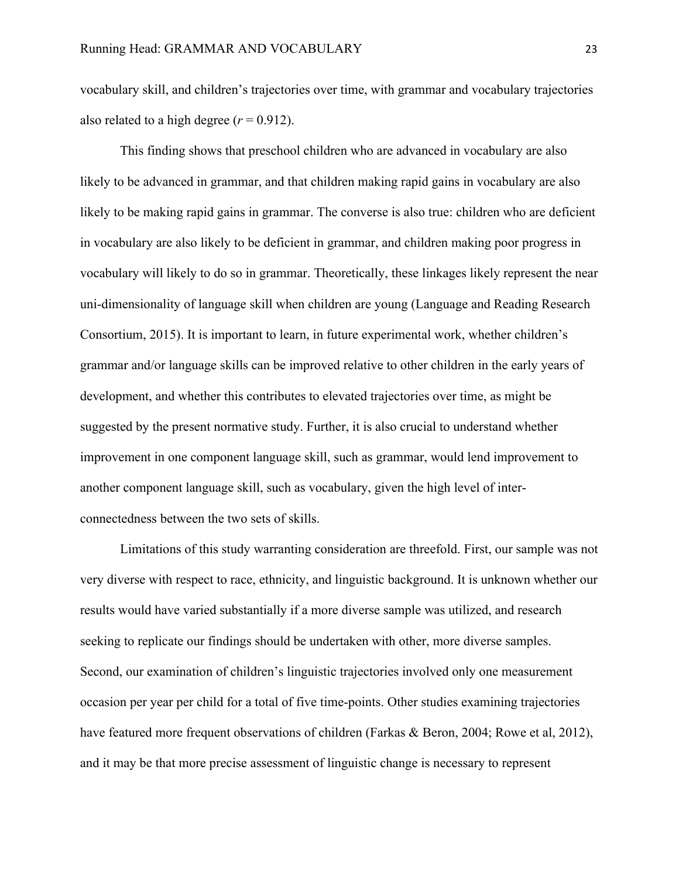vocabulary skill, and children's trajectories over time, with grammar and vocabulary trajectories also related to a high degree ($r = 0.912$).

This finding shows that preschool children who are advanced in vocabulary are also likely to be advanced in grammar, and that children making rapid gains in vocabulary are also likely to be making rapid gains in grammar. The converse is also true: children who are deficient in vocabulary are also likely to be deficient in grammar, and children making poor progress in vocabulary will likely to do so in grammar. Theoretically, these linkages likely represent the near uni-dimensionality of language skill when children are young (Language and Reading Research Consortium, 2015). It is important to learn, in future experimental work, whether children's grammar and/or language skills can be improved relative to other children in the early years of development, and whether this contributes to elevated trajectories over time, as might be suggested by the present normative study. Further, it is also crucial to understand whether improvement in one component language skill, such as grammar, would lend improvement to another component language skill, such as vocabulary, given the high level of inter-connectedness between the two sets of skills.

Limitations of this study warranting consideration are threefold. First, our sample was not very diverse with respect to race, ethnicity, and linguistic background. It is unknown whether our results would have varied substantially if a more diverse sample was utilized, and research seeking to replicate our findings should be undertaken with other, more diverse samples. Second, our examination of children's linguistic trajectories involved only one measurement occasion per year per child for a total of five time-points. Other studies examining trajectories have featured more frequent observations of children (Farkas & Beron, 2004; Rowe et al, 2012), and it may be that more precise assessment of linguistic change is necessary to represent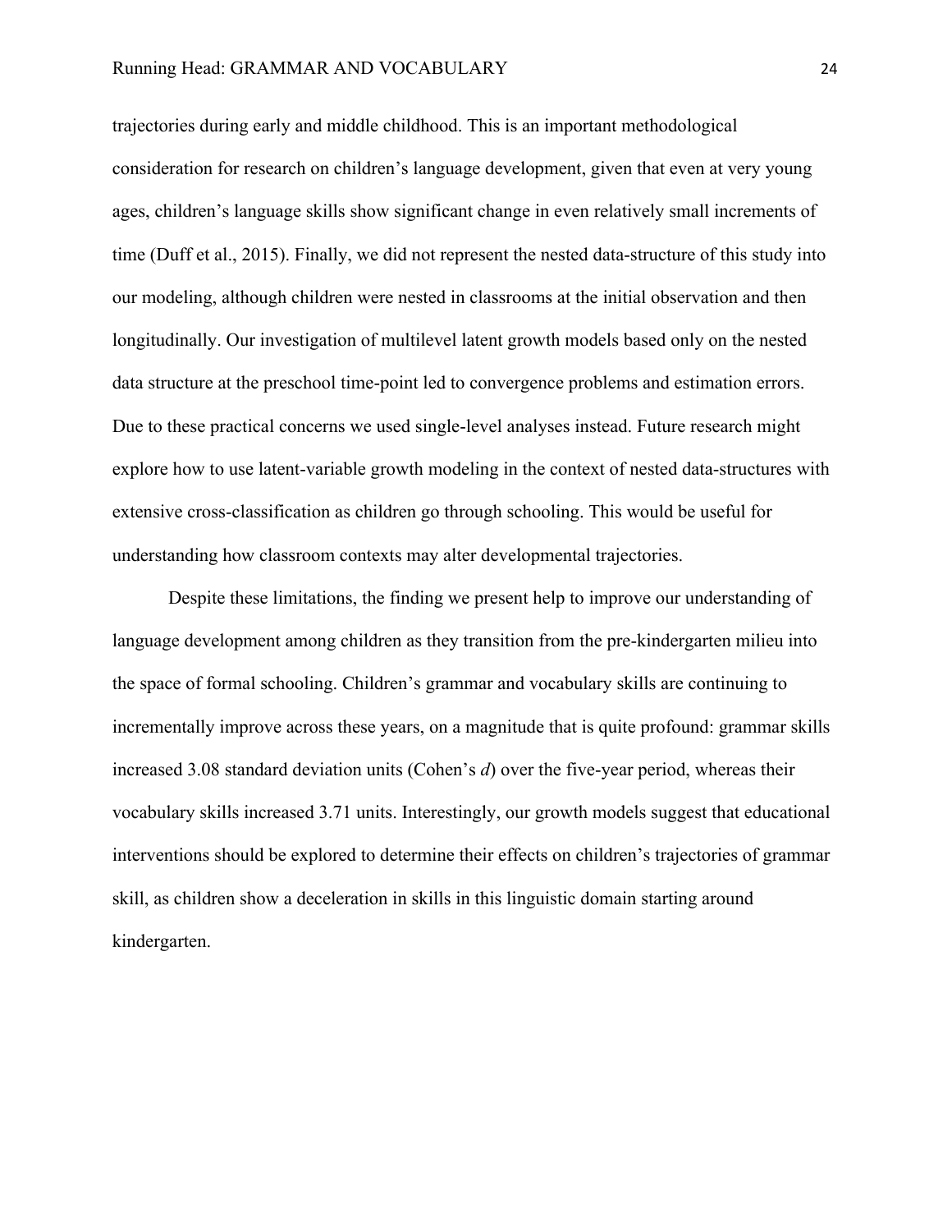trajectories during early and middle childhood. This is an important methodological consideration for research on children's language development, given that even at very young ages, children's language skills show significant change in even relatively small increments of time (Duff et al., 2015). Finally, we did not represent the nested data-structure of this study into our modeling, although children were nested in classrooms at the initial observation and then longitudinally. Our investigation of multilevel latent growth models based only on the nested data structure at the preschool time-point led to convergence problems and estimation errors. Due to these practical concerns we used single-level analyses instead. Future research might explore how to use latent-variable growth modeling in the context of nested data-structures with extensive cross-classification as children go through schooling. This would be useful for understanding how classroom contexts may alter developmental trajectories.

Despite these limitations, the finding we present help to improve our understanding of language development among children as they transition from the pre-kindergarten milieu into the space of formal schooling. Children's grammar and vocabulary skills are continuing to incrementally improve across these years, on a magnitude that is quite profound: grammar skills increased 3.08 standard deviation units (Cohen's *d*) over the five-year period, whereas their vocabulary skills increased 3.71 units. Interestingly, our growth models suggest that educational interventions should be explored to determine their effects on children's trajectories of grammar skill, as children show a deceleration in skills in this linguistic domain starting around kindergarten.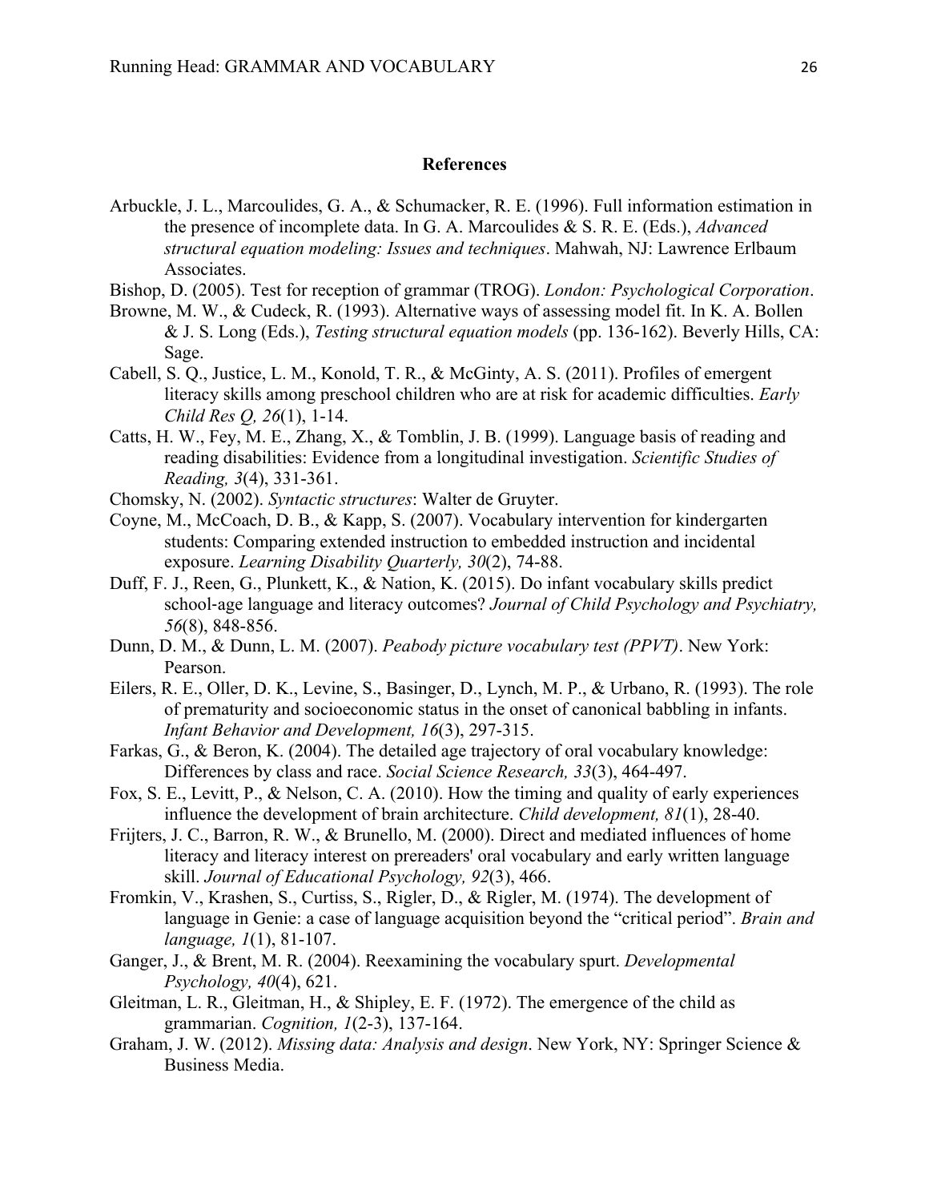**References**

Arbuckle, J. L., Marcoulides, G. A., & Schumacker, R. E. (1996). Full information estimation in the presence of incomplete data. In G. A. Marcoulides & S. R. E. (Eds.), *Advanced structural equation modeling: Issues and techniques*. Mahwah, NJ: Lawrence Erlbaum Associates.

Bishop, D. (2005). Test for reception of grammar (TROG). *London: Psychological Corporation*.

Browne, M. W., & Cudeck, R. (1993). Alternative ways of assessing model fit. In K. A. Bollen & J. S. Long (Eds.), *Testing structural equation models* (pp. 136-162). Beverly Hills, CA: Sage.

Cabell, S. Q., Justice, L. M., Konold, T. R., & McGinty, A. S. (2011). Profiles of emergent literacy skills among preschool children who are at risk for academic difficulties. *Early Child Res Q, 26*(1), 1-14.

Catts, H. W., Fey, M. E., Zhang, X., & Tomblin, J. B. (1999). Language basis of reading and reading disabilities: Evidence from a longitudinal investigation. *Scientific Studies of Reading, 3*(4), 331-361.

Chomsky, N. (2002). *Syntactic structures*: Walter de Gruyter.

Coyne, M., McCoach, D. B., & Kapp, S. (2007). Vocabulary intervention for kindergarten students: Comparing extended instruction to embedded instruction and incidental exposure. *Learning Disability Quarterly, 30*(2), 74-88.

Duff, F. J., Reen, G., Plunkett, K., & Nation, K. (2015). Do infant vocabulary skills predict school-age language and literacy outcomes? *Journal of Child Psychology and Psychiatry, 56*(8), 848-856.

Dunn, D. M., & Dunn, L. M. (2007). *Peabody picture vocabulary test (PPVT)*. New York: Pearson.

Eilers, R. E., Oller, D. K., Levine, S., Basinger, D., Lynch, M. P., & Urbano, R. (1993). The role of prematurity and socioeconomic status in the onset of canonical babbling in infants. *Infant Behavior and Development, 16*(3), 297-315.

Farkas, G., & Beron, K. (2004). The detailed age trajectory of oral vocabulary knowledge: Differences by class and race. *Social Science Research, 33*(3), 464-497.

Fox, S. E., Levitt, P., & Nelson, C. A. (2010). How the timing and quality of early experiences influence the development of brain architecture. *Child development, 81*(1), 28-40.

Frijters, J. C., Barron, R. W., & Brunello, M. (2000). Direct and mediated influences of home literacy and literacy interest on prereaders' oral vocabulary and early written language skill. *Journal of Educational Psychology, 92*(3), 466.

Fromkin, V., Krashen, S., Curtiss, S., Rigler, D., & Rigler, M. (1974). The development of language in Genie: a case of language acquisition beyond the "critical period". *Brain and language, 1*(1), 81-107.

Ganger, J., & Brent, M. R. (2004). Reexamining the vocabulary spurt. *Developmental Psychology, 40*(4), 621.

Gleitman, L. R., Gleitman, H., & Shipley, E. F. (1972). The emergence of the child as grammarian. *Cognition, 1*(2-3), 137-164.

Graham, J. W. (2012). *Missing data: Analysis and design*. New York, NY: Springer Science & Business Media.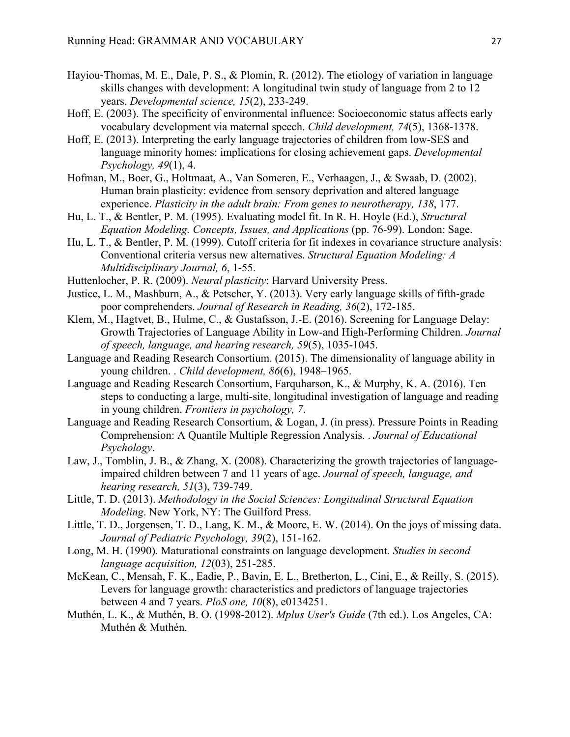Hayiou‐Thomas, M. E., Dale, P. S., & Plomin, R. (2012). The etiology of variation in language skills changes with development: A longitudinal twin study of language from 2 to 12 years. *Developmental science, 15*(2), 233-249.

Hoff, E. (2003). The specificity of environmental influence: Socioeconomic status affects early vocabulary development via maternal speech. *Child development, 74*(5), 1368-1378.

Hoff, E. (2013). Interpreting the early language trajectories of children from low-SES and language minority homes: implications for closing achievement gaps. *Developmental Psychology, 49*(1), 4.

Hofman, M., Boer, G., Holtmaat, A., Van Someren, E., Verhaagen, J., & Swaab, D. (2002). Human brain plasticity: evidence from sensory deprivation and altered language experience. *Plasticity in the adult brain: From genes to neurotherapy, 138*, 177.

Hu, L. T., & Bentler, P. M. (1995). Evaluating model fit. In R. H. Hoyle (Ed.), *Structural Equation Modeling. Concepts, Issues, and Applications* (pp. 76-99). London: Sage.

Hu, L. T., & Bentler, P. M. (1999). Cutoff criteria for fit indexes in covariance structure analysis: Conventional criteria versus new alternatives. *Structural Equation Modeling: A Multidisciplinary Journal, 6*, 1-55.

Huttenlocher, P. R. (2009). *Neural plasticity*: Harvard University Press.

Justice, L. M., Mashburn, A., & Petscher, Y. (2013). Very early language skills of fifth‐grade poor comprehenders. *Journal of Research in Reading, 36*(2), 172-185.

Klem, M., Hagtvet, B., Hulme, C., & Gustafsson, J.-E. (2016). Screening for Language Delay: Growth Trajectories of Language Ability in Low-and High-Performing Children. *Journal of speech, language, and hearing research, 59*(5), 1035-1045.

Language and Reading Research Consortium. (2015). The dimensionality of language ability in young children. . *Child development, 86*(6), 1948–1965.

Language and Reading Research Consortium, Farquharson, K., & Murphy, K. A. (2016). Ten steps to conducting a large, multi-site, longitudinal investigation of language and reading in young children. *Frontiers in psychology, 7*.

Language and Reading Research Consortium, & Logan, J. (in press). Pressure Points in Reading Comprehension: A Quantile Multiple Regression Analysis. . *Journal of Educational Psychology*.

Law, J., Tomblin, J. B., & Zhang, X. (2008). Characterizing the growth trajectories of language-impaired children between 7 and 11 years of age. *Journal of speech, language, and hearing research, 51*(3), 739-749.

Little, T. D. (2013). *Methodology in the Social Sciences: Longitudinal Structural Equation Modeling*. New York, NY: The Guilford Press.

Little, T. D., Jorgensen, T. D., Lang, K. M., & Moore, E. W. (2014). On the joys of missing data. *Journal of Pediatric Psychology, 39*(2), 151-162.

Long, M. H. (1990). Maturational constraints on language development. *Studies in second language acquisition, 12*(03), 251-285.

McKean, C., Mensah, F. K., Eadie, P., Bavin, E. L., Bretherton, L., Cini, E., & Reilly, S. (2015). Levers for language growth: characteristics and predictors of language trajectories between 4 and 7 years. *PloS one, 10*(8), e0134251.

Muthén, L. K., & Muthén, B. O. (1998-2012). *Mplus User's Guide* (7th ed.). Los Angeles, CA: Muthén & Muthén.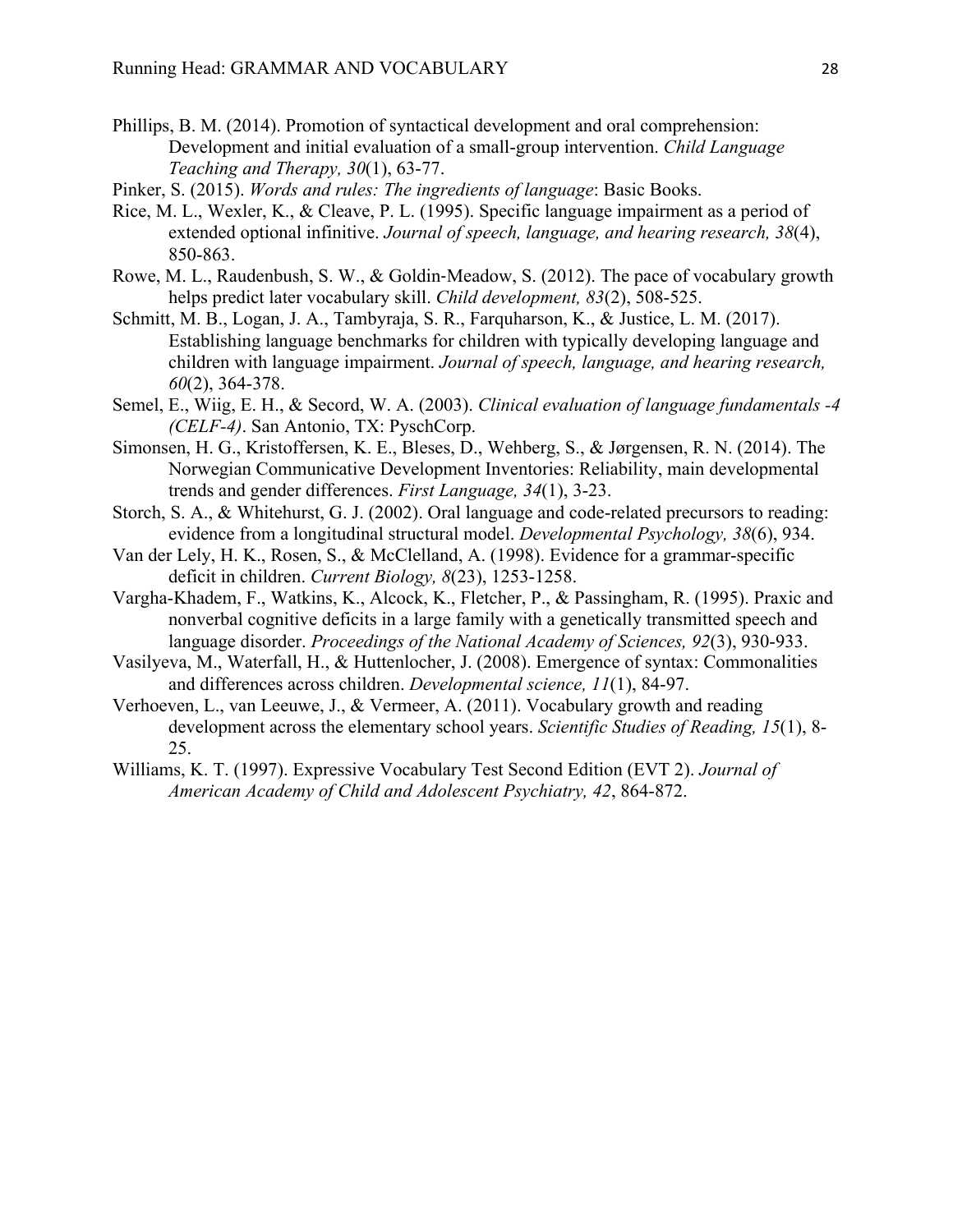Phillips, B. M. (2014). Promotion of syntactical development and oral comprehension: Development and initial evaluation of a small-group intervention. *Child Language Teaching and Therapy, 30*(1), 63-77.

Pinker, S. (2015). *Words and rules: The ingredients of language*: Basic Books.

Rice, M. L., Wexler, K., & Cleave, P. L. (1995). Specific language impairment as a period of extended optional infinitive. *Journal of speech, language, and hearing research, 38*(4), 850-863.

Rowe, M. L., Raudenbush, S. W., & Goldin-Meadow, S. (2012). The pace of vocabulary growth helps predict later vocabulary skill. *Child development, 83*(2), 508-525.

Schmitt, M. B., Logan, J. A., Tambyraja, S. R., Farquharson, K., & Justice, L. M. (2017). Establishing language benchmarks for children with typically developing language and children with language impairment. *Journal of speech, language, and hearing research, 60*(2), 364-378.

Semel, E., Wiig, E. H., & Secord, W. A. (2003). *Clinical evaluation of language fundamentals -4 (CELF-4)*. San Antonio, TX: PyschCorp.

Simonsen, H. G., Kristoffersen, K. E., Bleses, D., Wehberg, S., & Jørgensen, R. N. (2014). The Norwegian Communicative Development Inventories: Reliability, main developmental trends and gender differences. *First Language, 34*(1), 3-23.

Storch, S. A., & Whitehurst, G. J. (2002). Oral language and code-related precursors to reading: evidence from a longitudinal structural model. *Developmental Psychology, 38*(6), 934.

Van der Lely, H. K., Rosen, S., & McClelland, A. (1998). Evidence for a grammar-specific deficit in children. *Current Biology, 8*(23), 1253-1258.

Vargha-Khadem, F., Watkins, K., Alcock, K., Fletcher, P., & Passingham, R. (1995). Praxic and nonverbal cognitive deficits in a large family with a genetically transmitted speech and language disorder. *Proceedings of the National Academy of Sciences, 92*(3), 930-933.

Vasilyeva, M., Waterfall, H., & Huttenlocher, J. (2008). Emergence of syntax: Commonalities and differences across children. *Developmental science, 11*(1), 84-97.

Verhoeven, L., van Leeuwe, J., & Vermeer, A. (2011). Vocabulary growth and reading development across the elementary school years. *Scientific Studies of Reading, 15*(1), 8-25.

Williams, K. T. (1997). Expressive Vocabulary Test Second Edition (EVT 2). *Journal of American Academy of Child and Adolescent Psychiatry, 42*, 864-872.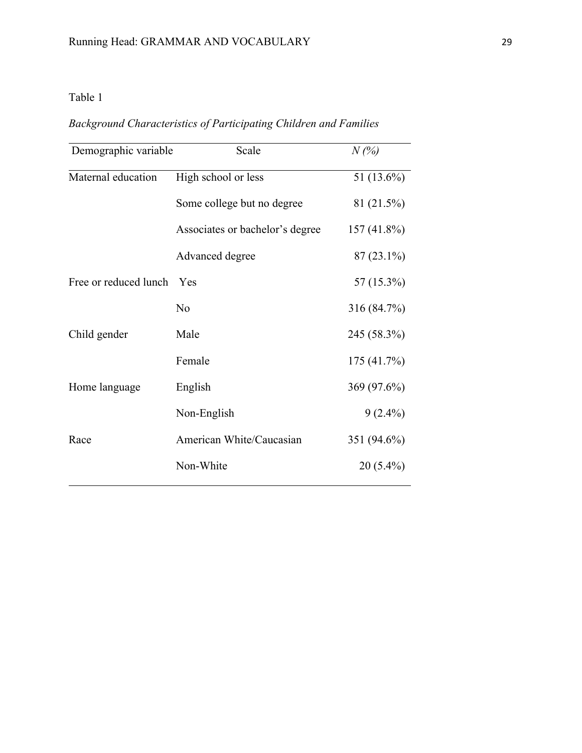Table 1

*Background Characteristics of Participating Children and Families*

| Demographic variable | Scale | *N (%)* |
| --- | --- | --- |
| Maternal education | High school or less | 51 (13.6%) |
| | Some college but no degree | 81 (21.5%) |
| | Associates or bachelor's degree | 157 (41.8%) |
| | Advanced degree | 87 (23.1%) |
| Free or reduced lunch | Yes | 57 (15.3%) |
| | No | 316 (84.7%) |
| Child gender | Male | 245 (58.3%) |
| | Female | 175 (41.7%) |
| Home language | English | 369 (97.6%) |
| | Non-English | 9 (2.4%) |
| Race | American White/Caucasian | 351 (94.6%) |
| | Non-White | 20 (5.4%) |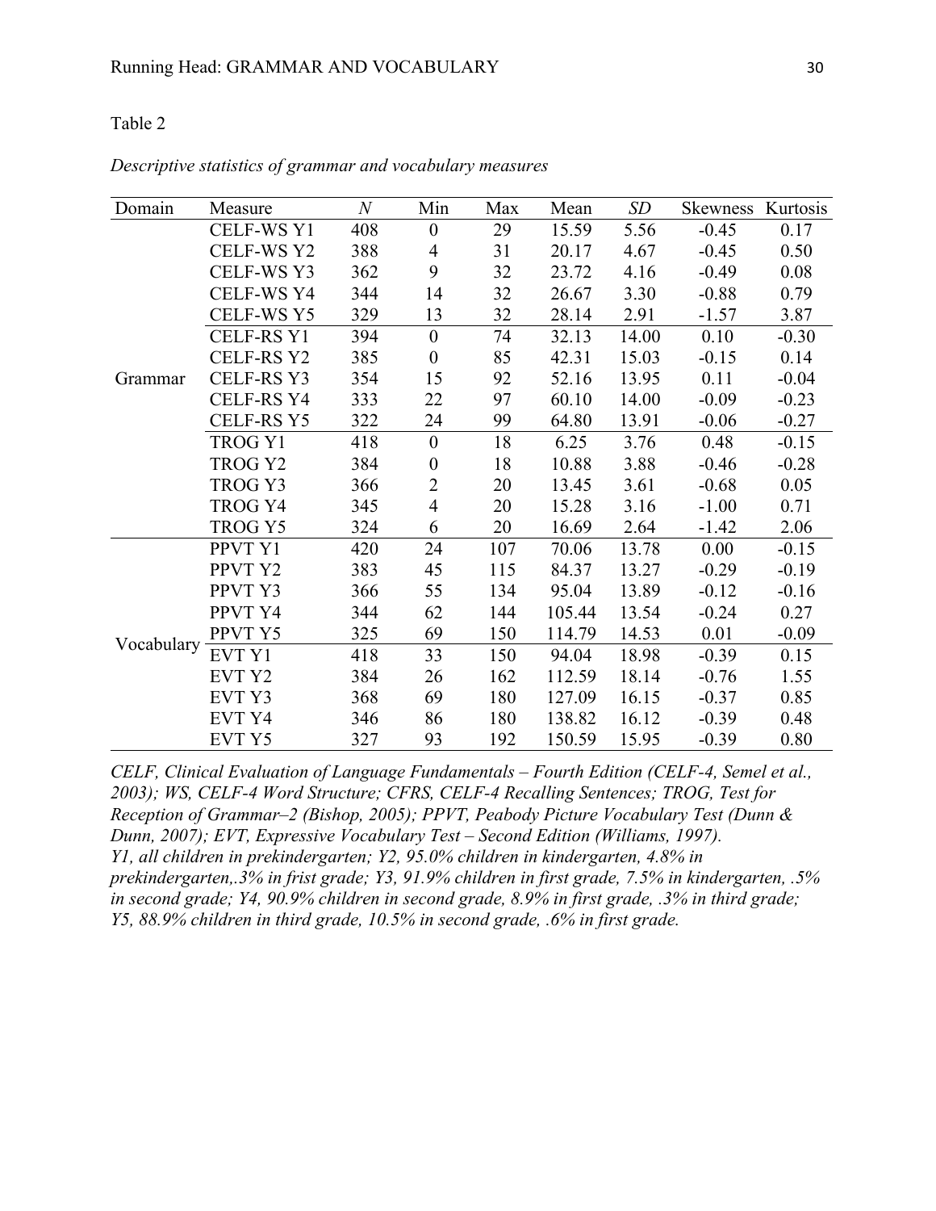Table 2

*Descriptive statistics of grammar and vocabulary measures*

| Domain | Measure | *N* | Min | Max | Mean | *SD* | Skewness | Kurtosis |
|---|---|---|---|---|---|---|---|---|
| Grammar | CELF-WS Y1 | 408 | 0 | 29 | 15.59 | 5.56 | -0.45 | 0.17 |
| | CELF-WS Y2 | 388 | 4 | 31 | 20.17 | 4.67 | -0.45 | 0.50 |
| | CELF-WS Y3 | 362 | 9 | 32 | 23.72 | 4.16 | -0.49 | 0.08 |
| | CELF-WS Y4 | 344 | 14 | 32 | 26.67 | 3.30 | -0.88 | 0.79 |
| | CELF-WS Y5 | 329 | 13 | 32 | 28.14 | 2.91 | -1.57 | 3.87 |
| | CELF-RS Y1 | 394 | 0 | 74 | 32.13 | 14.00 | 0.10 | -0.30 |
| | CELF-RS Y2 | 385 | 0 | 85 | 42.31 | 15.03 | -0.15 | 0.14 |
| | CELF-RS Y3 | 354 | 15 | 92 | 52.16 | 13.95 | 0.11 | -0.04 |
| | CELF-RS Y4 | 333 | 22 | 97 | 60.10 | 14.00 | -0.09 | -0.23 |
| | CELF-RS Y5 | 322 | 24 | 99 | 64.80 | 13.91 | -0.06 | -0.27 |
| | TROG Y1 | 418 | 0 | 18 | 6.25 | 3.76 | 0.48 | -0.15 |
| | TROG Y2 | 384 | 0 | 18 | 10.88 | 3.88 | -0.46 | -0.28 |
| | TROG Y3 | 366 | 2 | 20 | 13.45 | 3.61 | -0.68 | 0.05 |
| | TROG Y4 | 345 | 4 | 20 | 15.28 | 3.16 | -1.00 | 0.71 |
| | TROG Y5 | 324 | 6 | 20 | 16.69 | 2.64 | -1.42 | 2.06 |
| Vocabulary | PPVT Y1 | 420 | 24 | 107 | 70.06 | 13.78 | 0.00 | -0.15 |
| | PPVT Y2 | 383 | 45 | 115 | 84.37 | 13.27 | -0.29 | -0.19 |
| | PPVT Y3 | 366 | 55 | 134 | 95.04 | 13.89 | -0.12 | -0.16 |
| | PPVT Y4 | 344 | 62 | 144 | 105.44 | 13.54 | -0.24 | 0.27 |
| | PPVT Y5 | 325 | 69 | 150 | 114.79 | 14.53 | 0.01 | -0.09 |
| | EVT Y1 | 418 | 33 | 150 | 94.04 | 18.98 | -0.39 | 0.15 |
| | EVT Y2 | 384 | 26 | 162 | 112.59 | 18.14 | -0.76 | 1.55 |
| | EVT Y3 | 368 | 69 | 180 | 127.09 | 16.15 | -0.37 | 0.85 |
| | EVT Y4 | 346 | 86 | 180 | 138.82 | 16.12 | -0.39 | 0.48 |
| | EVT Y5 | 327 | 93 | 192 | 150.59 | 15.95 | -0.39 | 0.80 |

*CELF, Clinical Evaluation of Language Fundamentals – Fourth Edition (CELF-4, Semel et al., 2003); WS, CELF-4 Word Structure; CFRS, CELF-4 Recalling Sentences; TROG, Test for Reception of Grammar–2 (Bishop, 2005); PPVT, Peabody Picture Vocabulary Test (Dunn & Dunn, 2007); EVT, Expressive Vocabulary Test – Second Edition (Williams, 1997).*
*Y1, all children in prekindergarten; Y2, 95.0% children in kindergarten, 4.8% in prekindergarten,.3% in frist grade; Y3, 91.9% children in first grade, 7.5% in kindergarten, .5% in second grade; Y4, 90.9% children in second grade, 8.9% in first grade, .3% in third grade; Y5, 88.9% children in third grade, 10.5% in second grade, .6% in first grade.*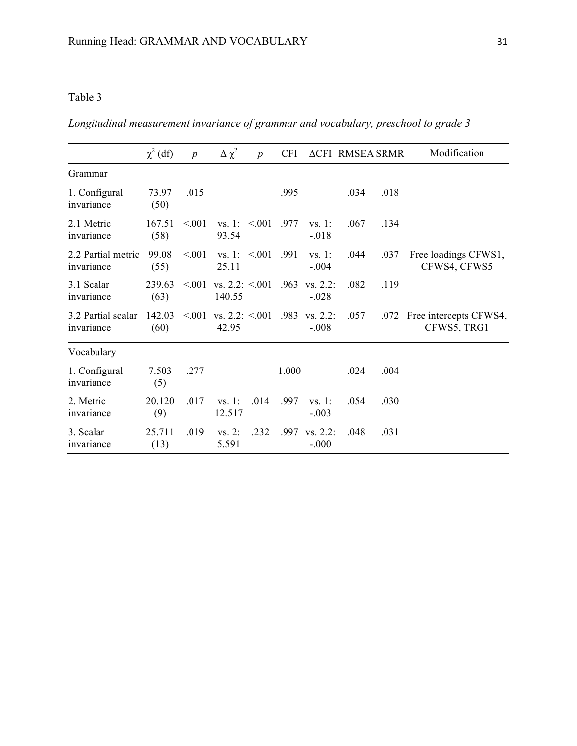Table 3

*Longitudinal measurement invariance of grammar and vocabulary, preschool to grade 3*

| | $\chi^2$ (df) | *p* | $\Delta\chi^2$ | *p* | CFI | $\Delta$CFI | RMSEA | SRMR | Modification |
|---|---|---|---|---|---|---|---|---|---|
| <u>Grammar</u> | | | | | | | | | |
| 1. Configural invariance | 73.97 (50) | .015 | | | .995 | | .034 | .018 | |
| 2.1 Metric invariance | 167.51 (58) | <.001 | vs. 1: 93.54 | <.001 | .977 | vs. 1: -.018 | .067 | .134 | |
| 2.2 Partial metric invariance | 99.08 (55) | <.001 | vs. 1: 25.11 | <.001 | .991 | vs. 1: -.004 | .044 | .037 | Free loadings CFWS1, CFWS4, CFWS5 |
| 3.1 Scalar invariance | 239.63 (63) | <.001 | vs. 2.2: 140.55 | <.001 | .963 | vs. 2.2: -.028 | .082 | .119 | |
| 3.2 Partial scalar invariance | 142.03 (60) | <.001 | vs. 2.2: 42.95 | <.001 | .983 | vs. 2.2: -.008 | .057 | .072 | Free intercepts CFWS4, CFWS5, TRG1 |
| <u>Vocabulary</u> | | | | | | | | | |
| 1. Configural invariance | 7.503 (5) | .277 | | | 1.000 | | .024 | .004 | |
| 2. Metric invariance | 20.120 (9) | .017 | vs. 1: 12.517 | .014 | .997 | vs. 1: -.003 | .054 | .030 | |
| 3. Scalar invariance | 25.711 (13) | .019 | vs. 2: 5.591 | .232 | .997 | vs. 2.2: -.000 | .048 | .031 | |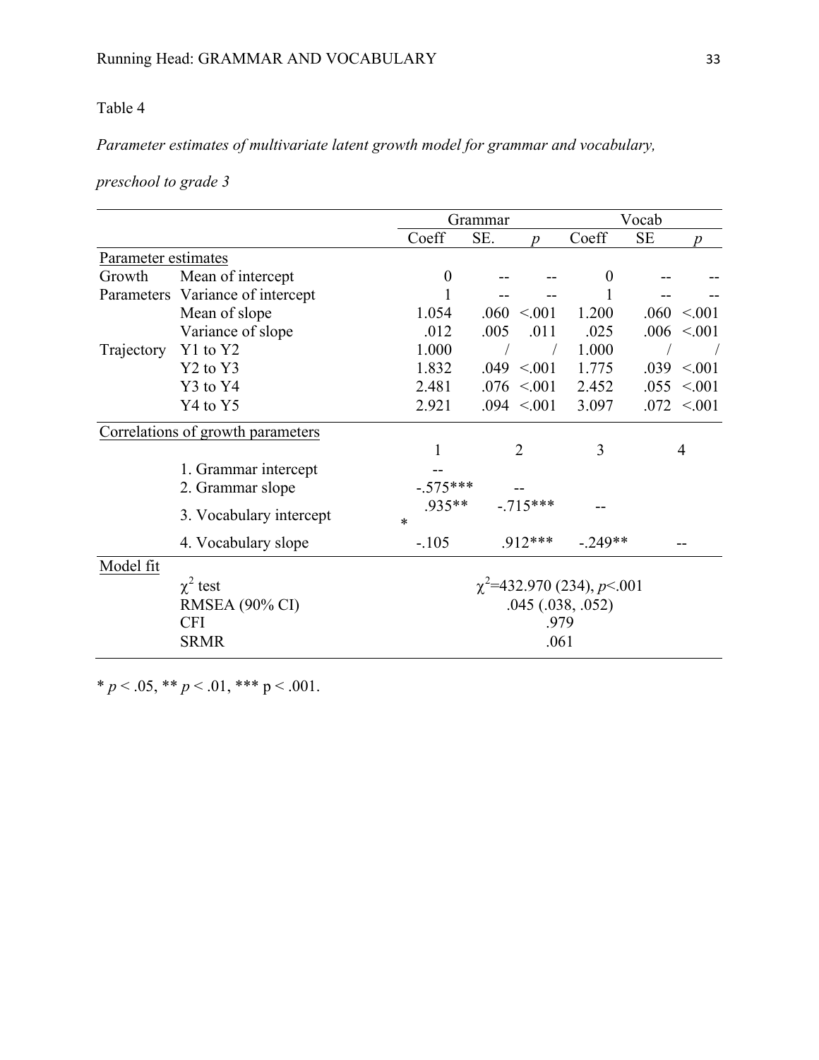Table 4

*Parameter estimates of multivariate latent growth model for grammar and vocabulary, preschool to grade 3*

| | | Grammar | | | Vocab | | |
|---|---|---|---|---|---|---|---|
| | | Coeff | SE. | *p* | Coeff | SE | *p* |
| Parameter estimates | | | | | | | |
| Growth Parameters | Mean of intercept | 0 | -- | -- | 0 | -- | -- |
| | Variance of intercept | 1 | -- | -- | 1 | -- | -- |
| | Mean of slope | 1.054 | .060 | <.001 | 1.200 | .060 | <.001 |
| | Variance of slope | .012 | .005 | .011 | .025 | .006 | <.001 |
| Trajectory | Y1 to Y2 | 1.000 | / | / | 1.000 | / | / |
| | Y2 to Y3 | 1.832 | .049 | <.001 | 1.775 | .039 | <.001 |
| | Y3 to Y4 | 2.481 | .076 | <.001 | 2.452 | .055 | <.001 |
| | Y4 to Y5 | 2.921 | .094 | <.001 | 3.097 | .072 | <.001 |
| Correlations of growth parameters | | | | | | | |
| | | 1 | 2 | | 3 | 4 | |
| | 1. Grammar intercept | -- | | | | | |
| | 2. Grammar slope | -.575*** | -- | | | | |
| | 3. Vocabulary intercept | .935*** | -.715*** | | -- | | |
| | 4. Vocabulary slope | -.105 | .912*** | | -.249** | -- | |
| Model fit | | | | | | | |
| | $\chi^2$ test | $\chi^2$=432.970 (234), $p$<.001 | | | | | |
| | RMSEA (90% CI) | .045 (.038, .052) | | | | | |
| | CFI | .979 | | | | | |
| | SRMR | .061 | | | | | |

\* $p < .05$, \*\* $p < .01$, \*\*\* $p < .001$.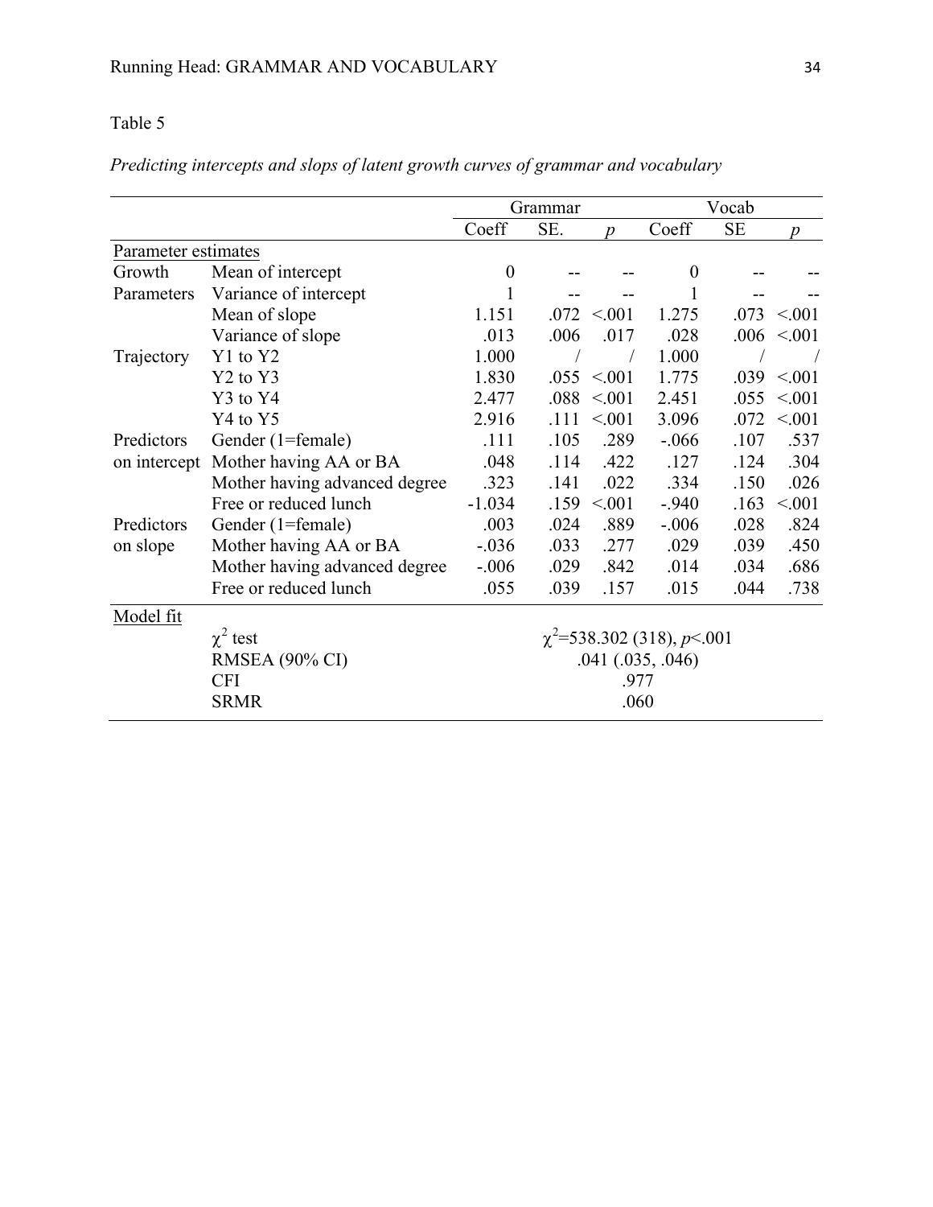Table 5

*Predicting intercepts and slops of latent growth curves of grammar and vocabulary*

| | | Grammar | | | Vocab | | |
|---|---|---|---|---|---|---|---|
| | | Coeff | SE. | *p* | Coeff | SE | *p* |
| Parameter estimates | | | | | | | |
| Growth Parameters | Mean of intercept | 0 | -- | -- | 0 | -- | -- |
| | Variance of intercept | 1 | -- | -- | 1 | -- | -- |
| | Mean of slope | 1.151 | .072 | <.001 | 1.275 | .073 | <.001 |
| | Variance of slope | .013 | .006 | .017 | .028 | .006 | <.001 |
| Trajectory | Y1 to Y2 | 1.000 | / | / | 1.000 | / | / |
| | Y2 to Y3 | 1.830 | .055 | <.001 | 1.775 | .039 | <.001 |
| | Y3 to Y4 | 2.477 | .088 | <.001 | 2.451 | .055 | <.001 |
| | Y4 to Y5 | 2.916 | .111 | <.001 | 3.096 | .072 | <.001 |
| Predictors on intercept | Gender (1=female) | .111 | .105 | .289 | -.066 | .107 | .537 |
| | Mother having AA or BA | .048 | .114 | .422 | .127 | .124 | .304 |
| | Mother having advanced degree | .323 | .141 | .022 | .334 | .150 | .026 |
| | Free or reduced lunch | -1.034 | .159 | <.001 | -.940 | .163 | <.001 |
| Predictors on slope | Gender (1=female) | .003 | .024 | .889 | -.006 | .028 | .824 |
| | Mother having AA or BA | -.036 | .033 | .277 | .029 | .039 | .450 |
| | Mother having advanced degree | -.006 | .029 | .842 | .014 | .034 | .686 |
| | Free or reduced lunch | .055 | .039 | .157 | .015 | .044 | .738 |
| Model fit | | | | | | | |
| | $\chi^2$ test | $\chi^2$=538.302 (318), $p$<.001 | | | | | |
| | RMSEA (90% CI) | .041 (.035, .046) | | | | | |
| | CFI | .977 | | | | | |
| | SRMR | .060 | | | | | |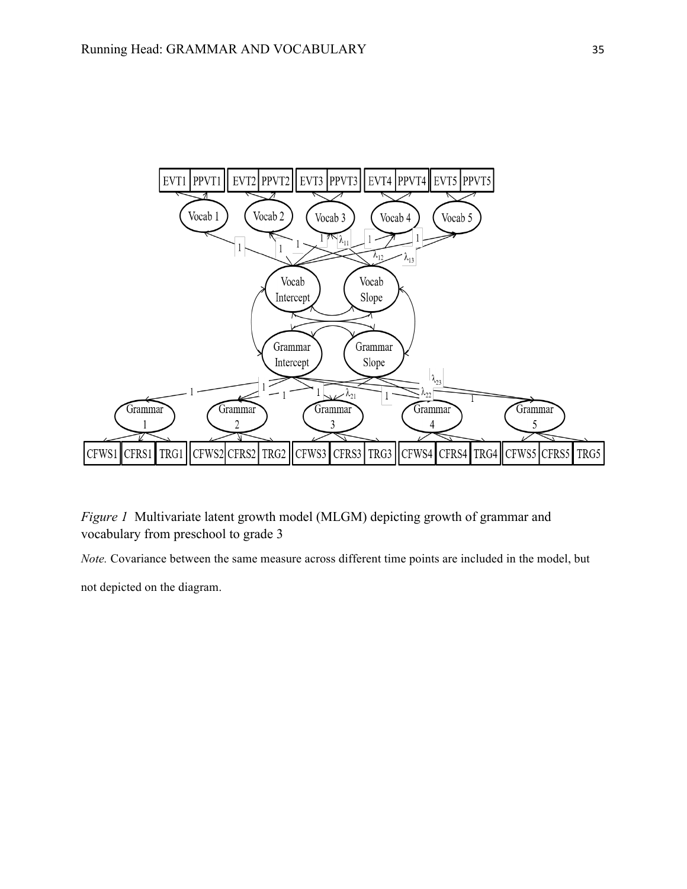*Figure 1* Multivariate latent growth model (MLGM) depicting growth of grammar and vocabulary from preschool to grade 3

*Note.* Covariance between the same measure across different time points are included in the model, but not depicted on the diagram.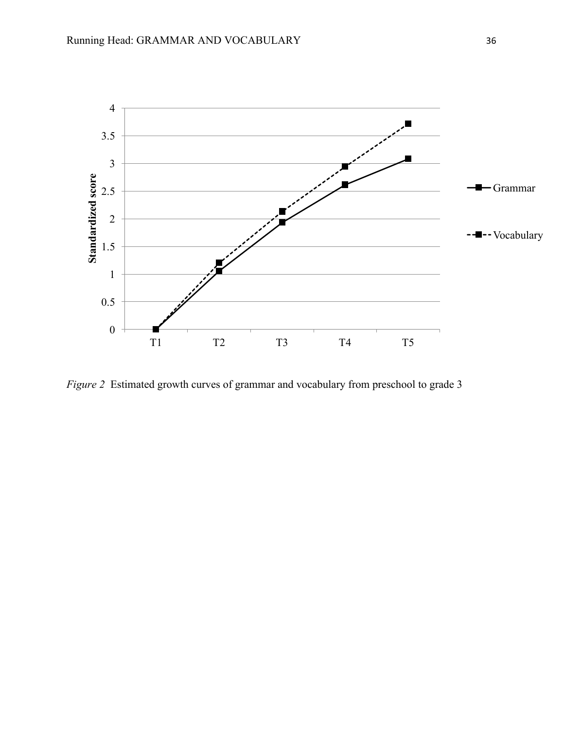4
3.5
3
2.5
2
1.5
1
0.5
0

T1 T2 T3 T4 T5

Standardized score

Grammar

Vocabulary

*Figure 2* Estimated growth curves of grammar and vocabulary from preschool to grade 3